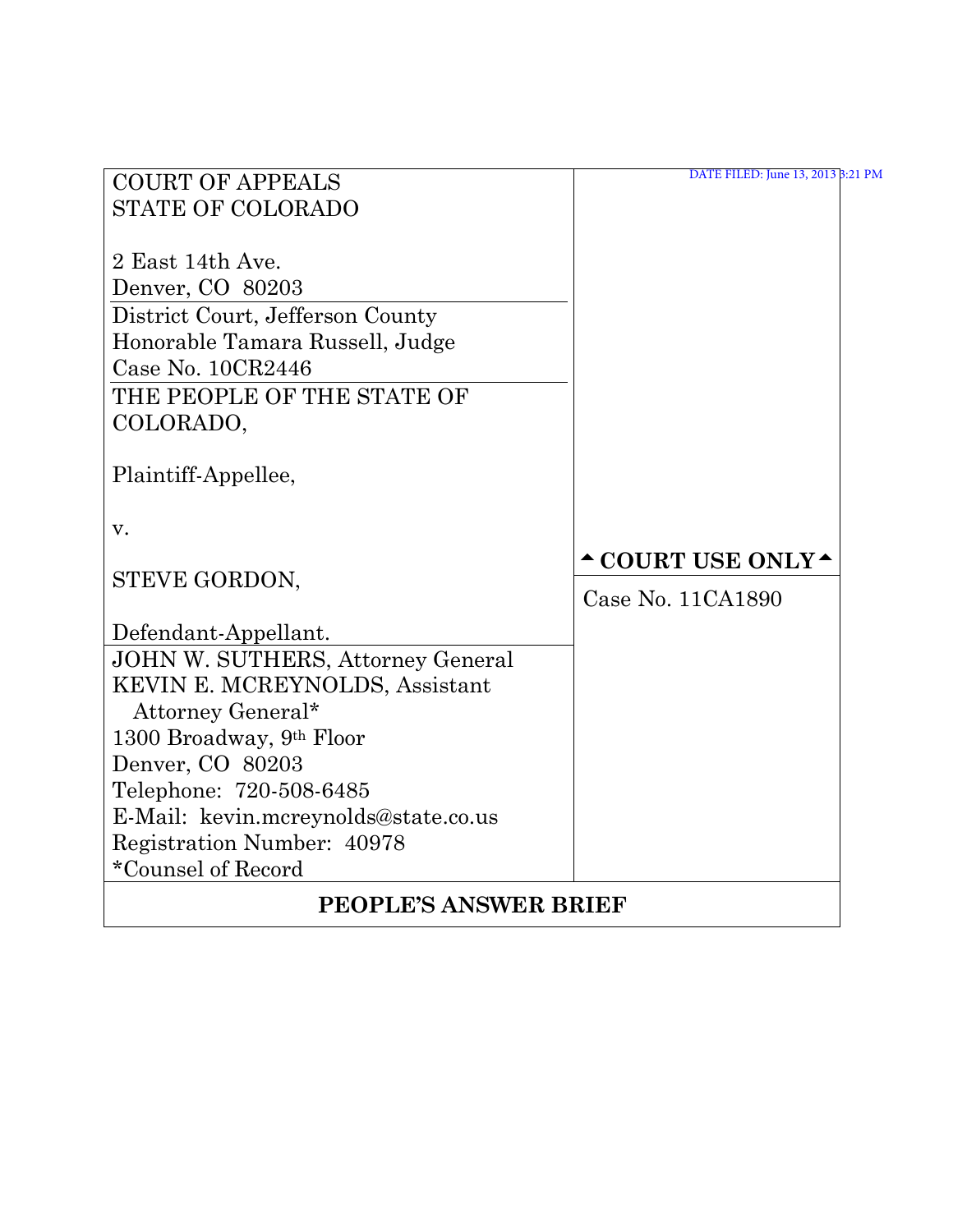DATE FILED: June 13, 2013 3:21 PM

| | |
|---|---|
| COURT OF APPEALS<br>STATE OF COLORADO<br><br>2 East 14th Ave.<br>Denver, CO 80203 | |
| District Court, Jefferson County<br>Honorable Tamara Russell, Judge<br>Case No. 10CR2446 | |
| THE PEOPLE OF THE STATE OF COLORADO,<br><br>Plaintiff-Appellee,<br><br>v.<br><br>STEVE GORDON,<br><br>Defendant-Appellant. | ▲ COURT USE ONLY ▲<br><br>Case No. 11CA1890 |
| JOHN W. SUTHERS, Attorney General<br>KEVIN E. MCREYNOLDS, Assistant Attorney General*<br>1300 Broadway, 9th Floor<br>Denver, CO 80203<br>Telephone: 720-508-6485<br>E-Mail: kevin.mcreynolds@state.co.us<br>Registration Number: 40978<br>*Counsel of Record | |

**PEOPLE'S ANSWER BRIEF**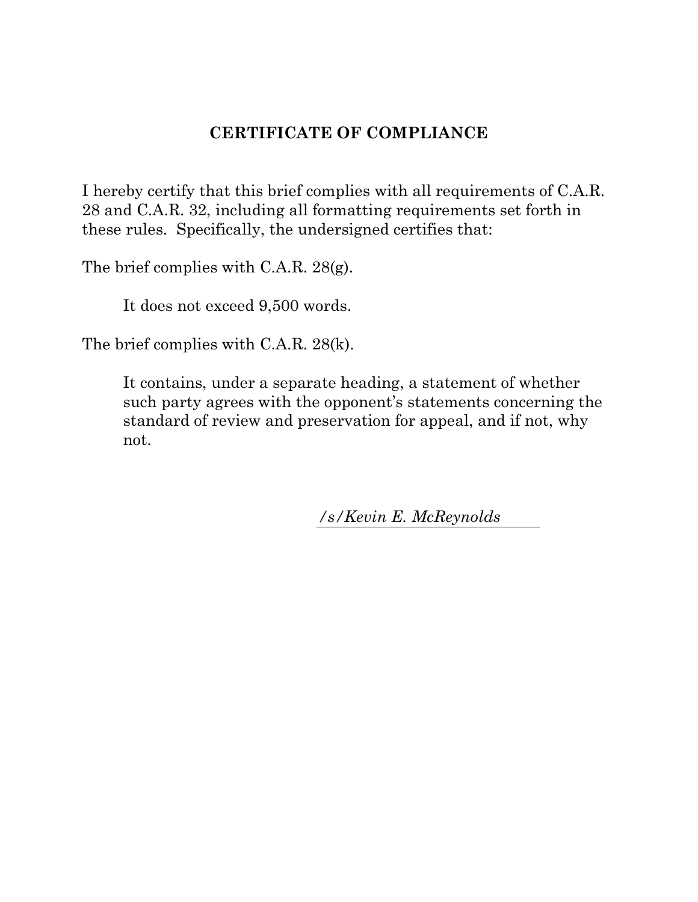## CERTIFICATE OF COMPLIANCE

I hereby certify that this brief complies with all requirements of C.A.R. 28 and C.A.R. 32, including all formatting requirements set forth in these rules. Specifically, the undersigned certifies that:

The brief complies with C.A.R. 28(g).

> It does not exceed 9,500 words.

The brief complies with C.A.R. 28(k).

> It contains, under a separate heading, a statement of whether such party agrees with the opponent's statements concerning the standard of review and preservation for appeal, and if not, why not.

*/s/Kevin E. McReynolds*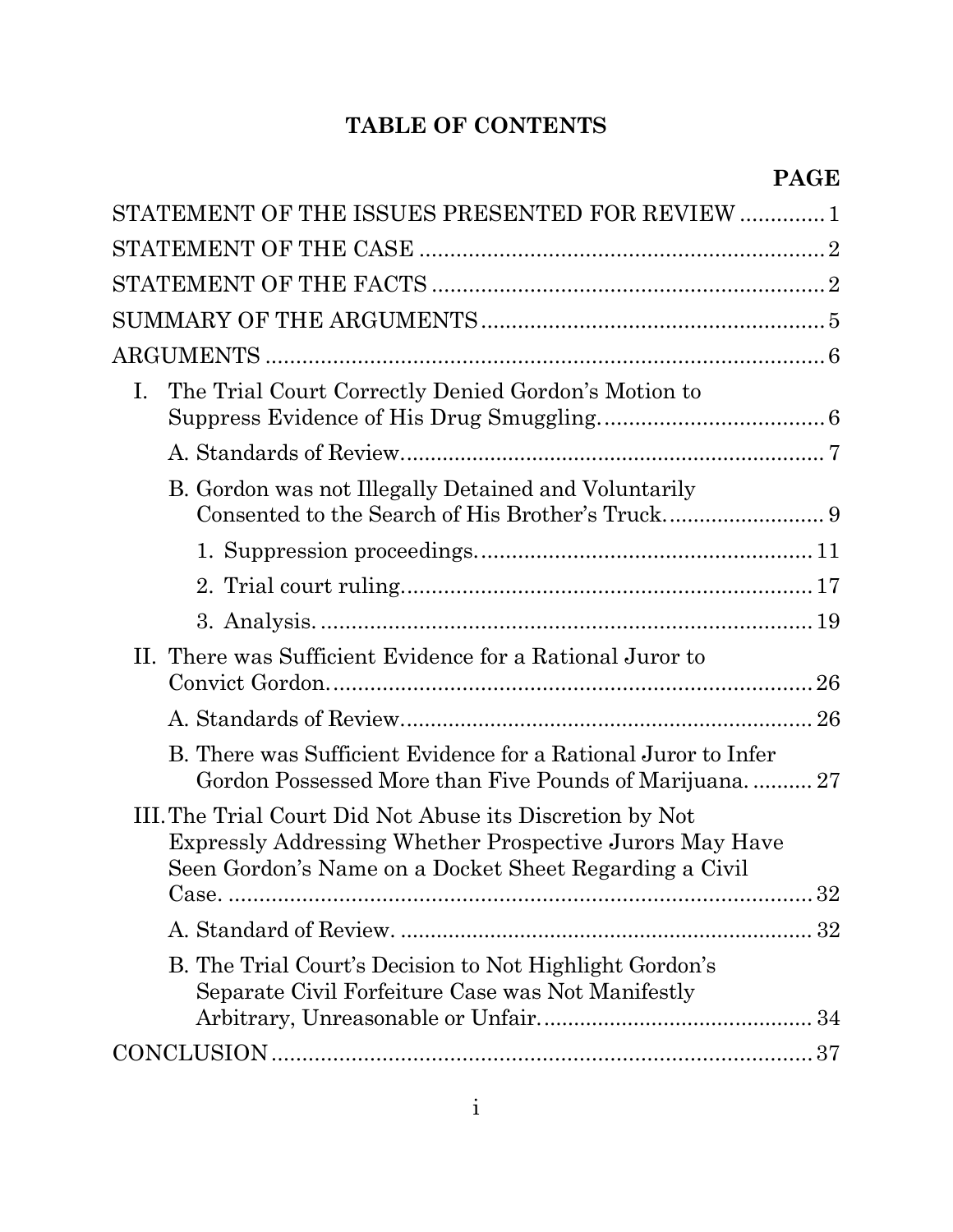# TABLE OF CONTENTS

| | PAGE |
|---|---|
| STATEMENT OF THE ISSUES PRESENTED FOR REVIEW | 1 |
| STATEMENT OF THE CASE | 2 |
| STATEMENT OF THE FACTS | 2 |
| SUMMARY OF THE ARGUMENTS | 5 |
| ARGUMENTS | 6 |
| I. The Trial Court Correctly Denied Gordon's Motion to Suppress Evidence of His Drug Smuggling. | 6 |
| A. Standards of Review | 7 |
| B. Gordon was not Illegally Detained and Voluntarily Consented to the Search of His Brother's Truck. | 9 |
| 1. Suppression proceedings. | 11 |
| 2. Trial court ruling. | 17 |
| 3. Analysis. | 19 |
| II. There was Sufficient Evidence for a Rational Juror to Convict Gordon. | 26 |
| A. Standards of Review | 26 |
| B. There was Sufficient Evidence for a Rational Juror to Infer Gordon Possessed More than Five Pounds of Marijuana. | 27 |
| III. The Trial Court Did Not Abuse its Discretion by Not Expressly Addressing Whether Prospective Jurors May Have Seen Gordon's Name on a Docket Sheet Regarding a Civil Case. | 32 |
| A. Standard of Review. | 32 |
| B. The Trial Court's Decision to Not Highlight Gordon's Separate Civil Forfeiture Case was Not Manifestly Arbitrary, Unreasonable or Unfair. | 34 |
| CONCLUSION | 37 |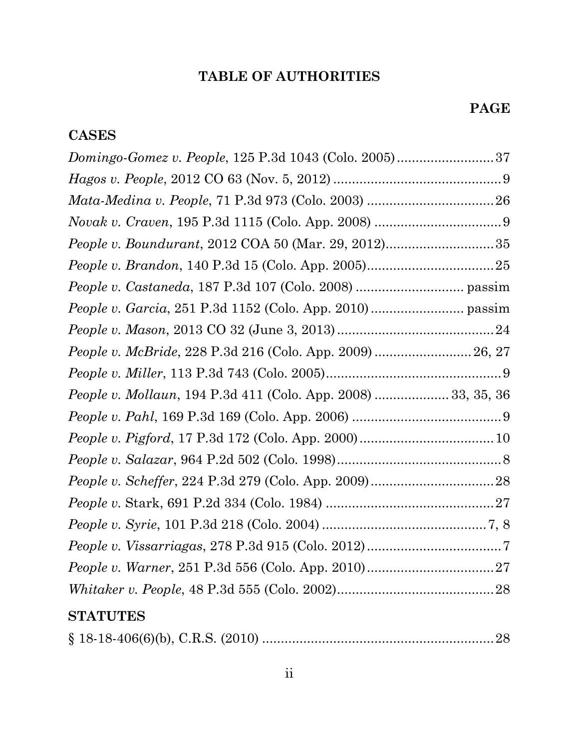# TABLE OF AUTHORITIES

**PAGE**

## CASES

*Domingo-Gomez v. People*, 125 P.3d 1043 (Colo. 2005) .......................... 37

*Hagos v. People*, 2012 CO 63 (Nov. 5, 2012) ............................................. 9

*Mata-Medina v. People*, 71 P.3d 973 (Colo. 2003) .................................. 26

*Novak v. Craven*, 195 P.3d 1115 (Colo. App. 2008) .................................. 9

*People v. Boundurant*, 2012 COA 50 (Mar. 29, 2012) ............................. 35

*People v. Brandon*, 140 P.3d 15 (Colo. App. 2005) .................................. 25

*People v. Castaneda*, 187 P.3d 107 (Colo. 2008) ............................ passim

*People v. Garcia*, 251 P.3d 1152 (Colo. App. 2010) ......................... passim

*People v. Mason*, 2013 CO 32 (June 3, 2013) .......................................... 24

*People v. McBride*, 228 P.3d 216 (Colo. App. 2009) .......................... 26, 27

*People v. Miller*, 113 P.3d 743 (Colo. 2005) ............................................... 9

*People v. Mollaun*, 194 P.3d 411 (Colo. App. 2008) .................... 33, 35, 36

*People v. Pahl*, 169 P.3d 169 (Colo. App. 2006) ........................................ 9

*People v. Pigford*, 17 P.3d 172 (Colo. App. 2000) .................................... 10

*People v. Salazar*, 964 P.2d 502 (Colo. 1998) ............................................ 8

*People v. Scheffer*, 224 P.3d 279 (Colo. App. 2009) ................................. 28

*People v.* Stark, 691 P.2d 334 (Colo. 1984) ............................................. 27

*People v. Syrie*, 101 P.3d 218 (Colo. 2004) ............................................ 7, 8

*People v. Vissarriagas*, 278 P.3d 915 (Colo. 2012) .................................... 7

*People v. Warner*, 251 P.3d 556 (Colo. App. 2010) .................................. 27

*Whitaker v. People*, 48 P.3d 555 (Colo. 2002) .......................................... 28

## STATUTES

§ 18-18-406(6)(b), C.R.S. (2010) .............................................................. 28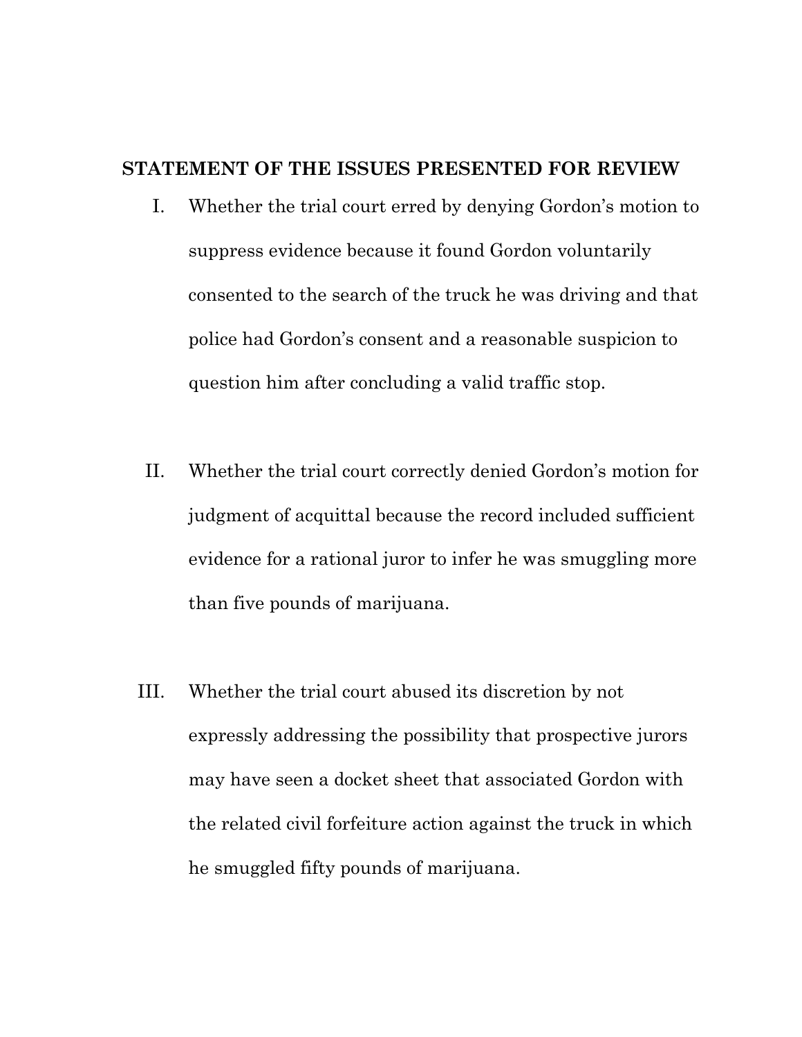## STATEMENT OF THE ISSUES PRESENTED FOR REVIEW

I. Whether the trial court erred by denying Gordon's motion to suppress evidence because it found Gordon voluntarily consented to the search of the truck he was driving and that police had Gordon's consent and a reasonable suspicion to question him after concluding a valid traffic stop.

II. Whether the trial court correctly denied Gordon's motion for judgment of acquittal because the record included sufficient evidence for a rational juror to infer he was smuggling more than five pounds of marijuana.

III. Whether the trial court abused its discretion by not expressly addressing the possibility that prospective jurors may have seen a docket sheet that associated Gordon with the related civil forfeiture action against the truck in which he smuggled fifty pounds of marijuana.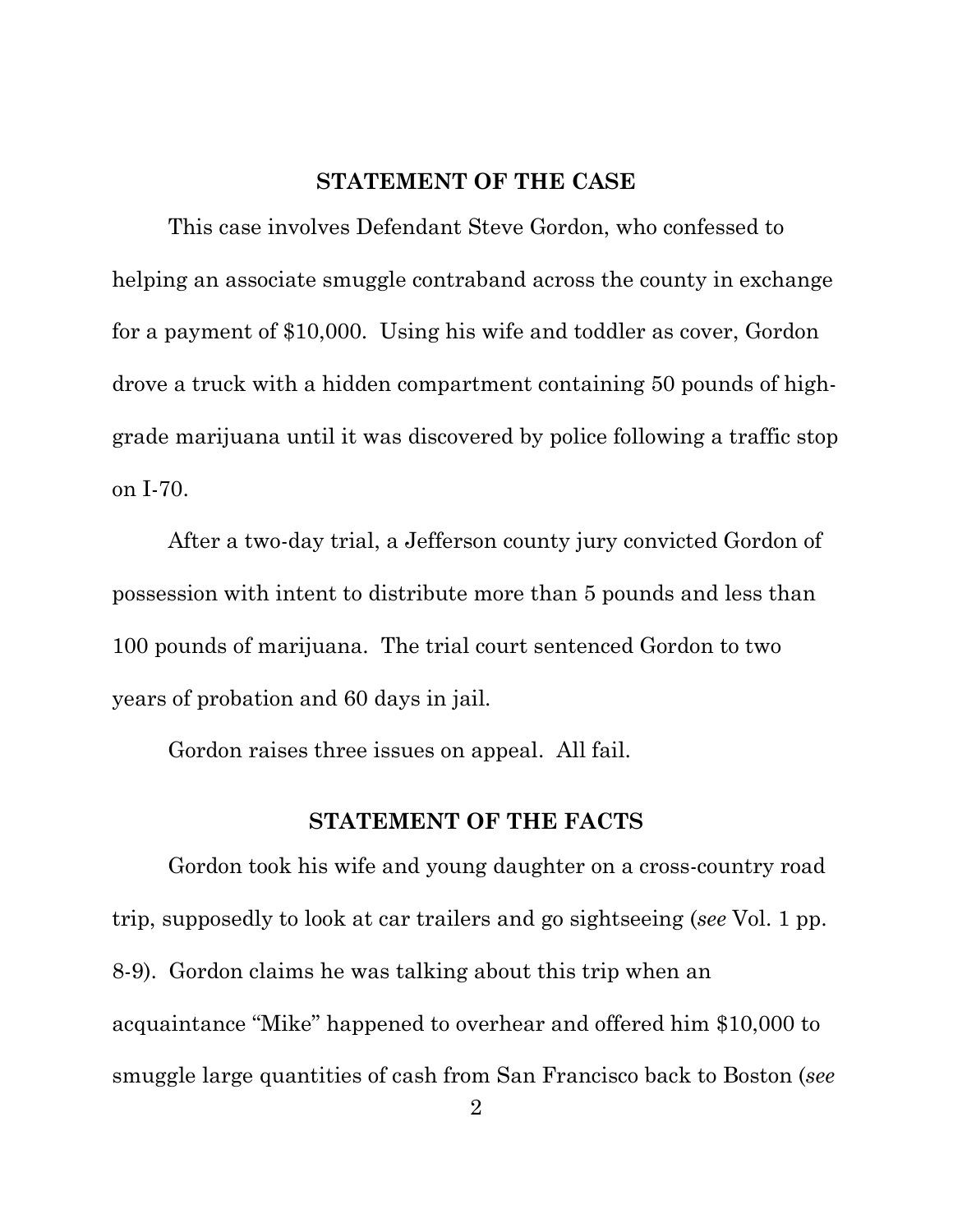## STATEMENT OF THE CASE

This case involves Defendant Steve Gordon, who confessed to helping an associate smuggle contraband across the county in exchange for a payment of $10,000. Using his wife and toddler as cover, Gordon drove a truck with a hidden compartment containing 50 pounds of high-grade marijuana until it was discovered by police following a traffic stop on I-70.

After a two-day trial, a Jefferson county jury convicted Gordon of possession with intent to distribute more than 5 pounds and less than 100 pounds of marijuana. The trial court sentenced Gordon to two years of probation and 60 days in jail.

Gordon raises three issues on appeal. All fail.

## STATEMENT OF THE FACTS

Gordon took his wife and young daughter on a cross-country road trip, supposedly to look at car trailers and go sightseeing (*see* Vol. 1 pp. 8-9). Gordon claims he was talking about this trip when an acquaintance "Mike" happened to overhear and offered him $10,000 to smuggle large quantities of cash from San Francisco back to Boston (*see*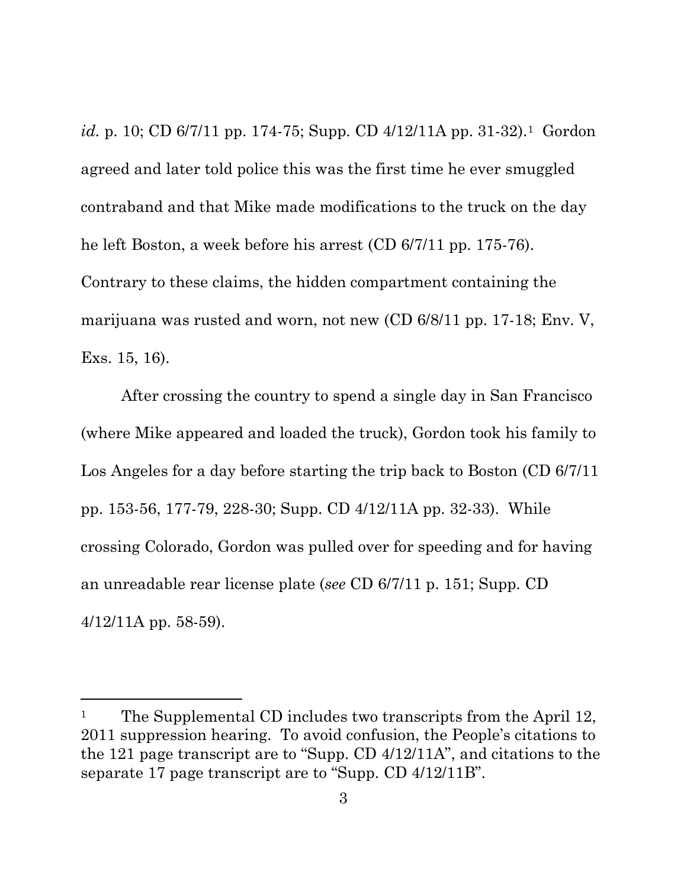*id.* p. 10; CD 6/7/11 pp. 174-75; Supp. CD 4/12/11A pp. 31-32).[1] Gordon agreed and later told police this was the first time he ever smuggled contraband and that Mike made modifications to the truck on the day he left Boston, a week before his arrest (CD 6/7/11 pp. 175-76). Contrary to these claims, the hidden compartment containing the marijuana was rusted and worn, not new (CD 6/8/11 pp. 17-18; Env. V, Exs. 15, 16).

After crossing the country to spend a single day in San Francisco (where Mike appeared and loaded the truck), Gordon took his family to Los Angeles for a day before starting the trip back to Boston (CD 6/7/11 pp. 153-56, 177-79, 228-30; Supp. CD 4/12/11A pp. 32-33). While crossing Colorado, Gordon was pulled over for speeding and for having an unreadable rear license plate (*see* CD 6/7/11 p. 151; Supp. CD 4/12/11A pp. 58-59).

---

[1] The Supplemental CD includes two transcripts from the April 12, 2011 suppression hearing. To avoid confusion, the People's citations to the 121 page transcript are to "Supp. CD 4/12/11A", and citations to the separate 17 page transcript are to "Supp. CD 4/12/11B".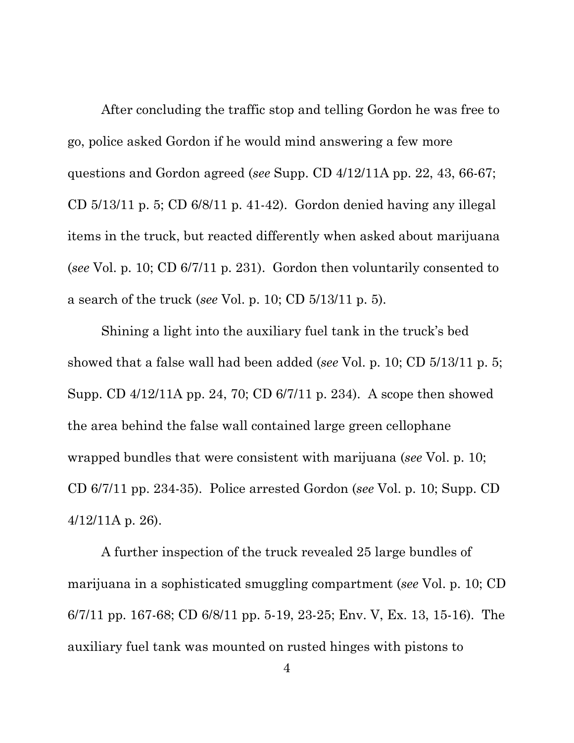After concluding the traffic stop and telling Gordon he was free to go, police asked Gordon if he would mind answering a few more questions and Gordon agreed (*see* Supp. CD 4/12/11A pp. 22, 43, 66-67; CD 5/13/11 p. 5; CD 6/8/11 p. 41-42). Gordon denied having any illegal items in the truck, but reacted differently when asked about marijuana (*see* Vol. p. 10; CD 6/7/11 p. 231). Gordon then voluntarily consented to a search of the truck (*see* Vol. p. 10; CD 5/13/11 p. 5).

Shining a light into the auxiliary fuel tank in the truck's bed showed that a false wall had been added (*see* Vol. p. 10; CD 5/13/11 p. 5; Supp. CD 4/12/11A pp. 24, 70; CD 6/7/11 p. 234). A scope then showed the area behind the false wall contained large green cellophane wrapped bundles that were consistent with marijuana (*see* Vol. p. 10; CD 6/7/11 pp. 234-35). Police arrested Gordon (*see* Vol. p. 10; Supp. CD 4/12/11A p. 26).

A further inspection of the truck revealed 25 large bundles of marijuana in a sophisticated smuggling compartment (*see* Vol. p. 10; CD 6/7/11 pp. 167-68; CD 6/8/11 pp. 5-19, 23-25; Env. V, Ex. 13, 15-16). The auxiliary fuel tank was mounted on rusted hinges with pistons to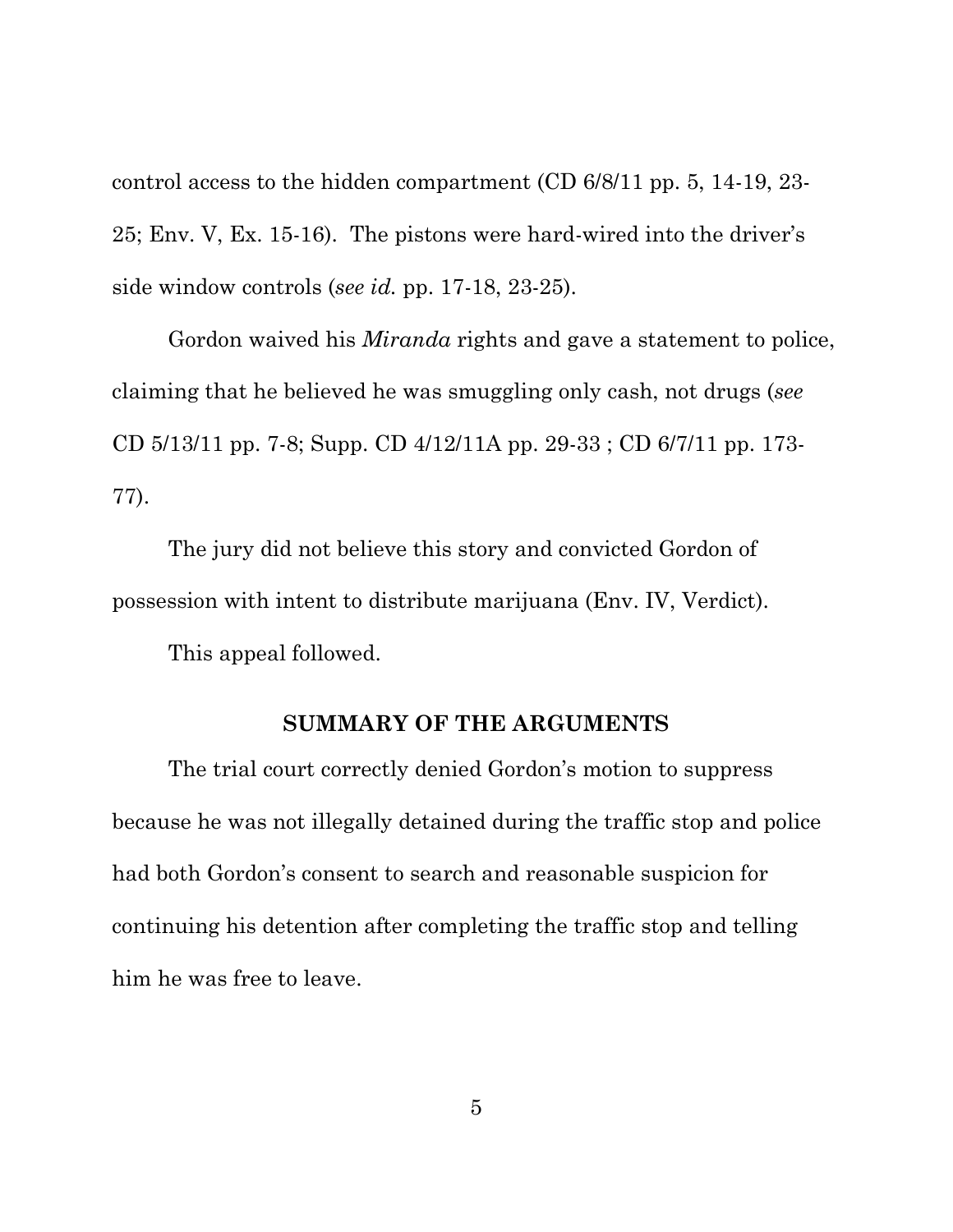control access to the hidden compartment (CD 6/8/11 pp. 5, 14-19, 23-25; Env. V, Ex. 15-16). The pistons were hard-wired into the driver's side window controls (*see id.* pp. 17-18, 23-25).

Gordon waived his *Miranda* rights and gave a statement to police, claiming that he believed he was smuggling only cash, not drugs (*see* CD 5/13/11 pp. 7-8; Supp. CD 4/12/11A pp. 29-33 ; CD 6/7/11 pp. 173-77).

The jury did not believe this story and convicted Gordon of possession with intent to distribute marijuana (Env. IV, Verdict).

This appeal followed.

## SUMMARY OF THE ARGUMENTS

The trial court correctly denied Gordon's motion to suppress because he was not illegally detained during the traffic stop and police had both Gordon's consent to search and reasonable suspicion for continuing his detention after completing the traffic stop and telling him he was free to leave.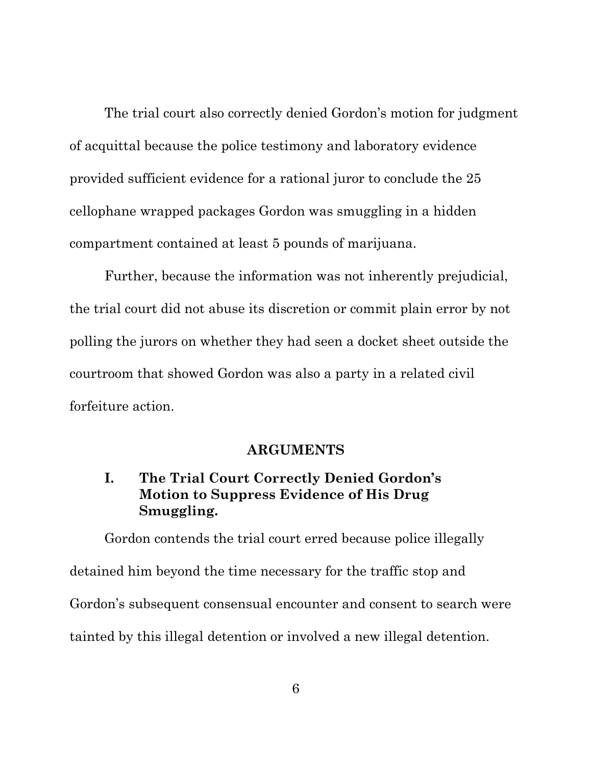The trial court also correctly denied Gordon's motion for judgment of acquittal because the police testimony and laboratory evidence provided sufficient evidence for a rational juror to conclude the 25 cellophane wrapped packages Gordon was smuggling in a hidden compartment contained at least 5 pounds of marijuana.

Further, because the information was not inherently prejudicial, the trial court did not abuse its discretion or commit plain error by not polling the jurors on whether they had seen a docket sheet outside the courtroom that showed Gordon was also a party in a related civil forfeiture action.

## ARGUMENTS

### I. The Trial Court Correctly Denied Gordon's Motion to Suppress Evidence of His Drug Smuggling.

Gordon contends the trial court erred because police illegally detained him beyond the time necessary for the traffic stop and Gordon's subsequent consensual encounter and consent to search were tainted by this illegal detention or involved a new illegal detention.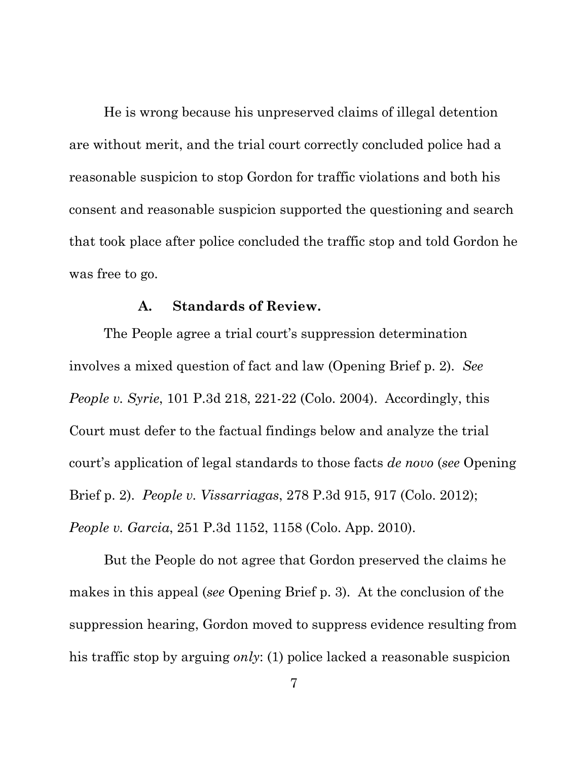He is wrong because his unpreserved claims of illegal detention are without merit, and the trial court correctly concluded police had a reasonable suspicion to stop Gordon for traffic violations and both his consent and reasonable suspicion supported the questioning and search that took place after police concluded the traffic stop and told Gordon he was free to go.

### A. Standards of Review.

The People agree a trial court's suppression determination involves a mixed question of fact and law (Opening Brief p. 2). *See People v. Syrie*, 101 P.3d 218, 221-22 (Colo. 2004). Accordingly, this Court must defer to the factual findings below and analyze the trial court's application of legal standards to those facts *de novo* (*see* Opening Brief p. 2). *People v. Vissarriagas*, 278 P.3d 915, 917 (Colo. 2012); *People v. Garcia*, 251 P.3d 1152, 1158 (Colo. App. 2010).

But the People do not agree that Gordon preserved the claims he makes in this appeal (*see* Opening Brief p. 3). At the conclusion of the suppression hearing, Gordon moved to suppress evidence resulting from his traffic stop by arguing *only*: (1) police lacked a reasonable suspicion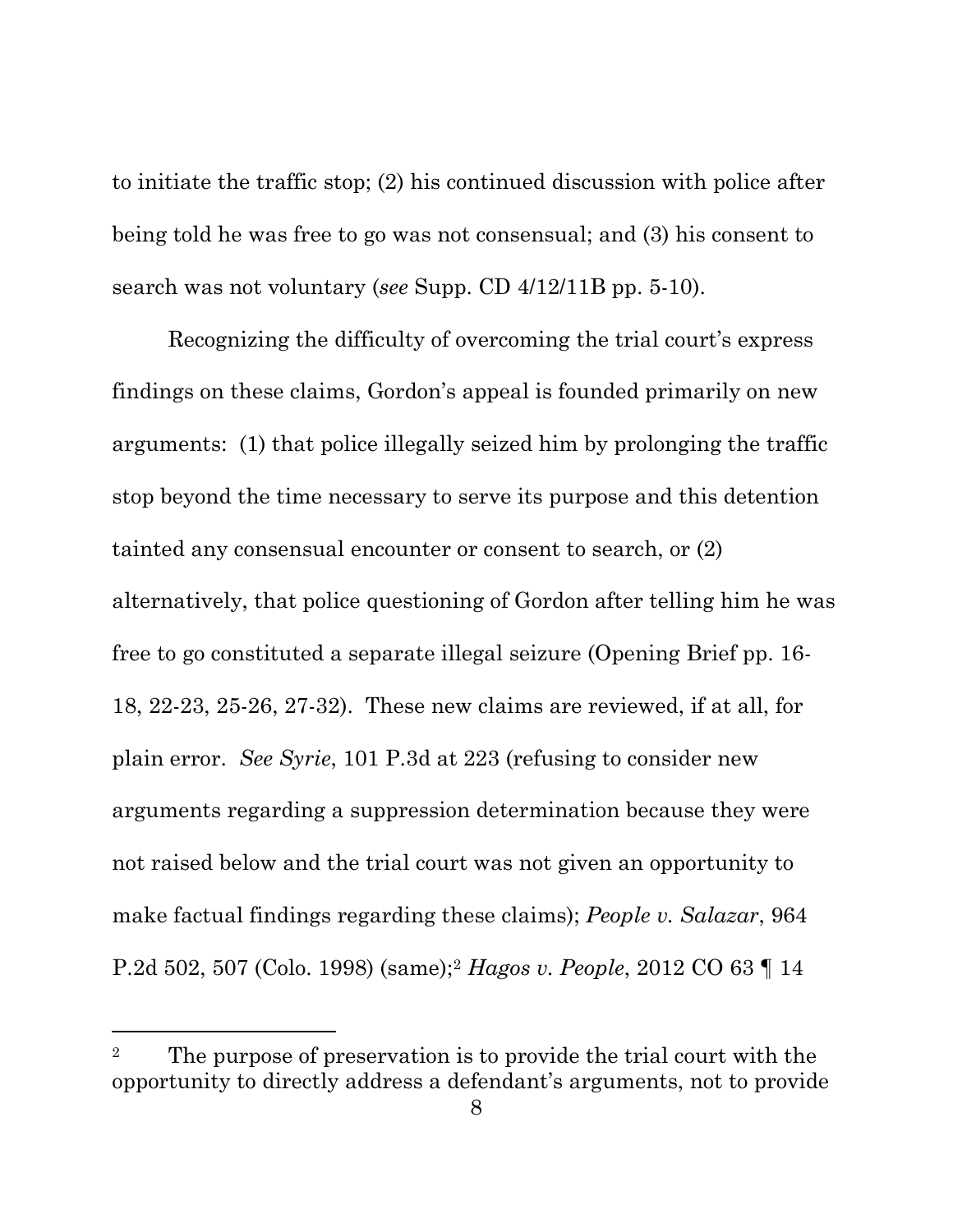to initiate the traffic stop; (2) his continued discussion with police after being told he was free to go was not consensual; and (3) his consent to search was not voluntary (*see* Supp. CD 4/12/11B pp. 5-10).

Recognizing the difficulty of overcoming the trial court's express findings on these claims, Gordon's appeal is founded primarily on new arguments: (1) that police illegally seized him by prolonging the traffic stop beyond the time necessary to serve its purpose and this detention tainted any consensual encounter or consent to search, or (2) alternatively, that police questioning of Gordon after telling him he was free to go constituted a separate illegal seizure (Opening Brief pp. 16-18, 22-23, 25-26, 27-32). These new claims are reviewed, if at all, for plain error. *See Syrie*, 101 P.3d at 223 (refusing to consider new arguments regarding a suppression determination because they were not raised below and the trial court was not given an opportunity to make factual findings regarding these claims); *People v. Salazar*, 964 P.2d 502, 507 (Colo. 1998) (same);[2] *Hagos v. People*, 2012 CO 63 ¶ 14

---

[2] The purpose of preservation is to provide the trial court with the opportunity to directly address a defendant's arguments, not to provide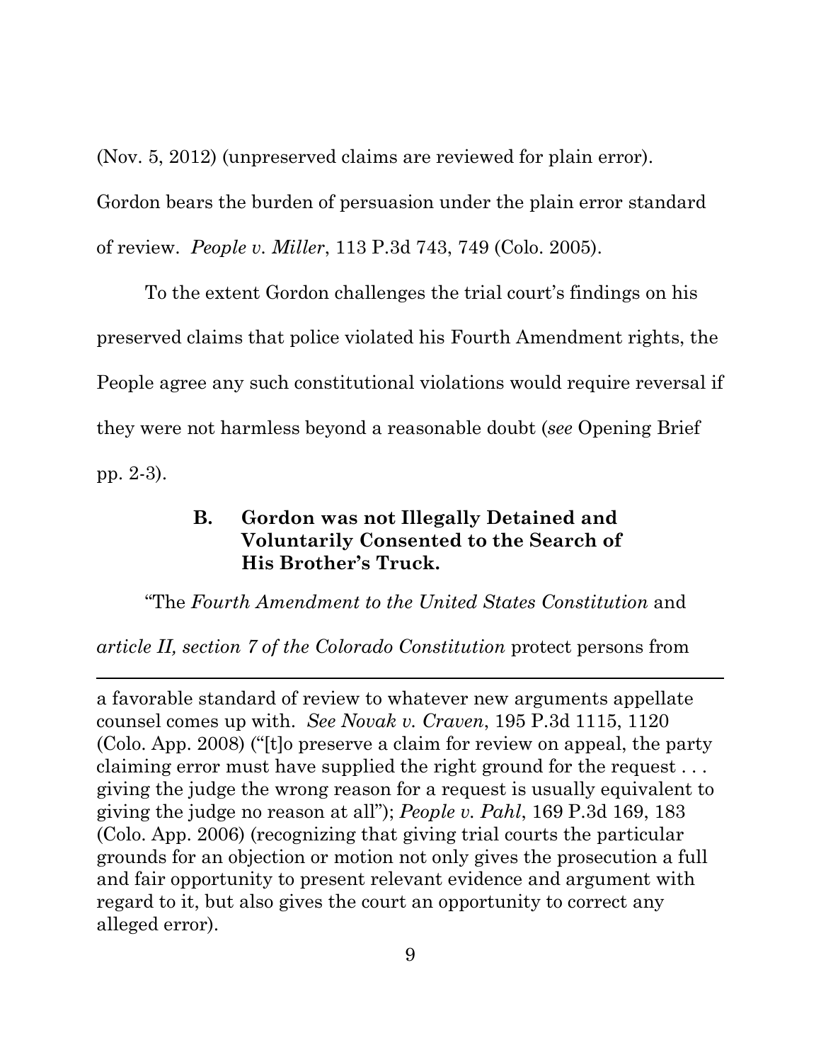(Nov. 5, 2012) (unpreserved claims are reviewed for plain error). Gordon bears the burden of persuasion under the plain error standard of review. *People v. Miller*, 113 P.3d 743, 749 (Colo. 2005).

To the extent Gordon challenges the trial court's findings on his preserved claims that police violated his Fourth Amendment rights, the People agree any such constitutional violations would require reversal if they were not harmless beyond a reasonable doubt (*see* Opening Brief pp. 2-3).

### B. Gordon was not Illegally Detained and Voluntarily Consented to the Search of His Brother's Truck.

"The *Fourth Amendment to the United States Constitution* and *article II, section 7 of the Colorado Constitution* protect persons from

---

a favorable standard of review to whatever new arguments appellate counsel comes up with. *See Novak v. Craven*, 195 P.3d 1115, 1120 (Colo. App. 2008) ("[t]o preserve a claim for review on appeal, the party claiming error must have supplied the right ground for the request . . . giving the judge the wrong reason for a request is usually equivalent to giving the judge no reason at all"); *People v. Pahl*, 169 P.3d 169, 183 (Colo. App. 2006) (recognizing that giving trial courts the particular grounds for an objection or motion not only gives the prosecution a full and fair opportunity to present relevant evidence and argument with regard to it, but also gives the court an opportunity to correct any alleged error).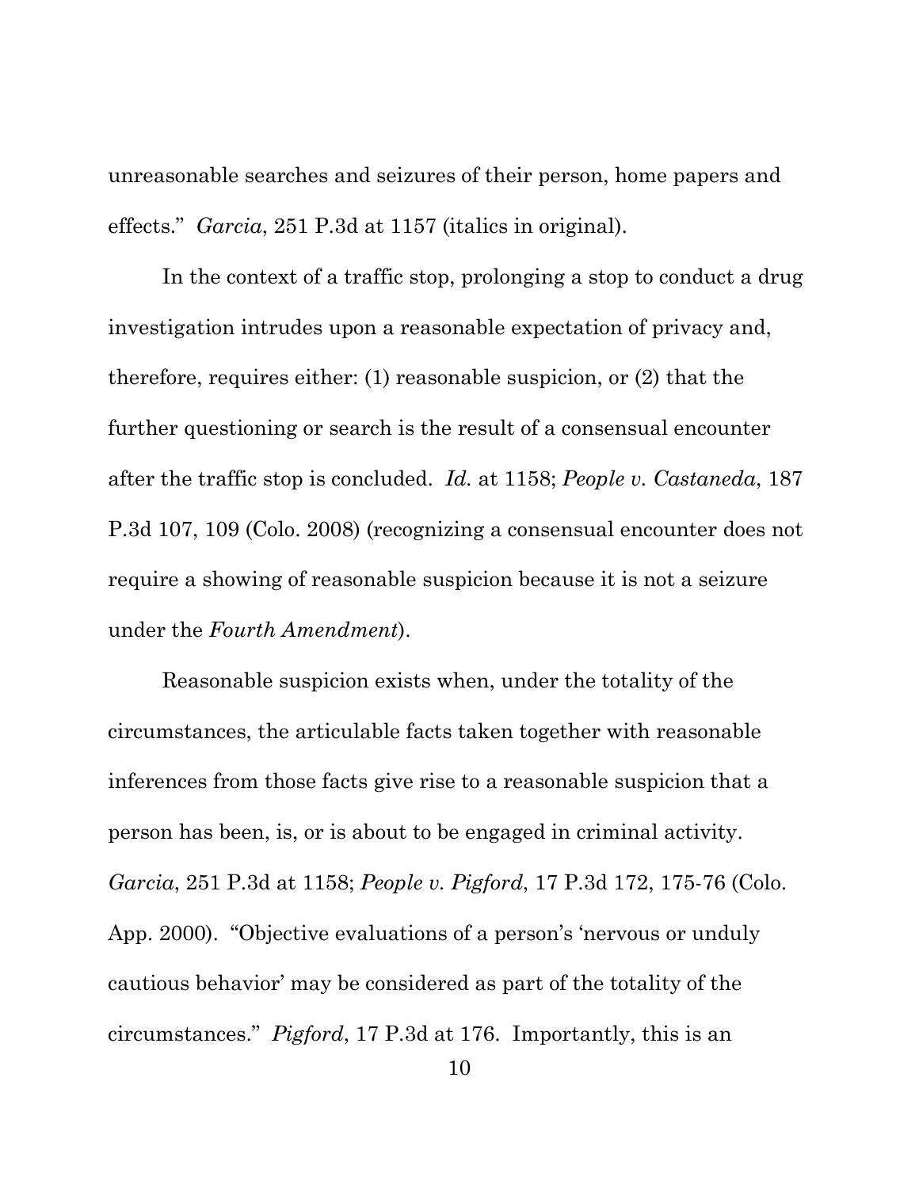unreasonable searches and seizures of their person, home papers and effects." *Garcia*, 251 P.3d at 1157 (italics in original).

In the context of a traffic stop, prolonging a stop to conduct a drug investigation intrudes upon a reasonable expectation of privacy and, therefore, requires either: (1) reasonable suspicion, or (2) that the further questioning or search is the result of a consensual encounter after the traffic stop is concluded. *Id.* at 1158; *People v. Castaneda*, 187 P.3d 107, 109 (Colo. 2008) (recognizing a consensual encounter does not require a showing of reasonable suspicion because it is not a seizure under the *Fourth Amendment*).

Reasonable suspicion exists when, under the totality of the circumstances, the articulable facts taken together with reasonable inferences from those facts give rise to a reasonable suspicion that a person has been, is, or is about to be engaged in criminal activity. *Garcia*, 251 P.3d at 1158; *People v. Pigford*, 17 P.3d 172, 175-76 (Colo. App. 2000). "Objective evaluations of a person's 'nervous or unduly cautious behavior' may be considered as part of the totality of the circumstances." *Pigford*, 17 P.3d at 176. Importantly, this is an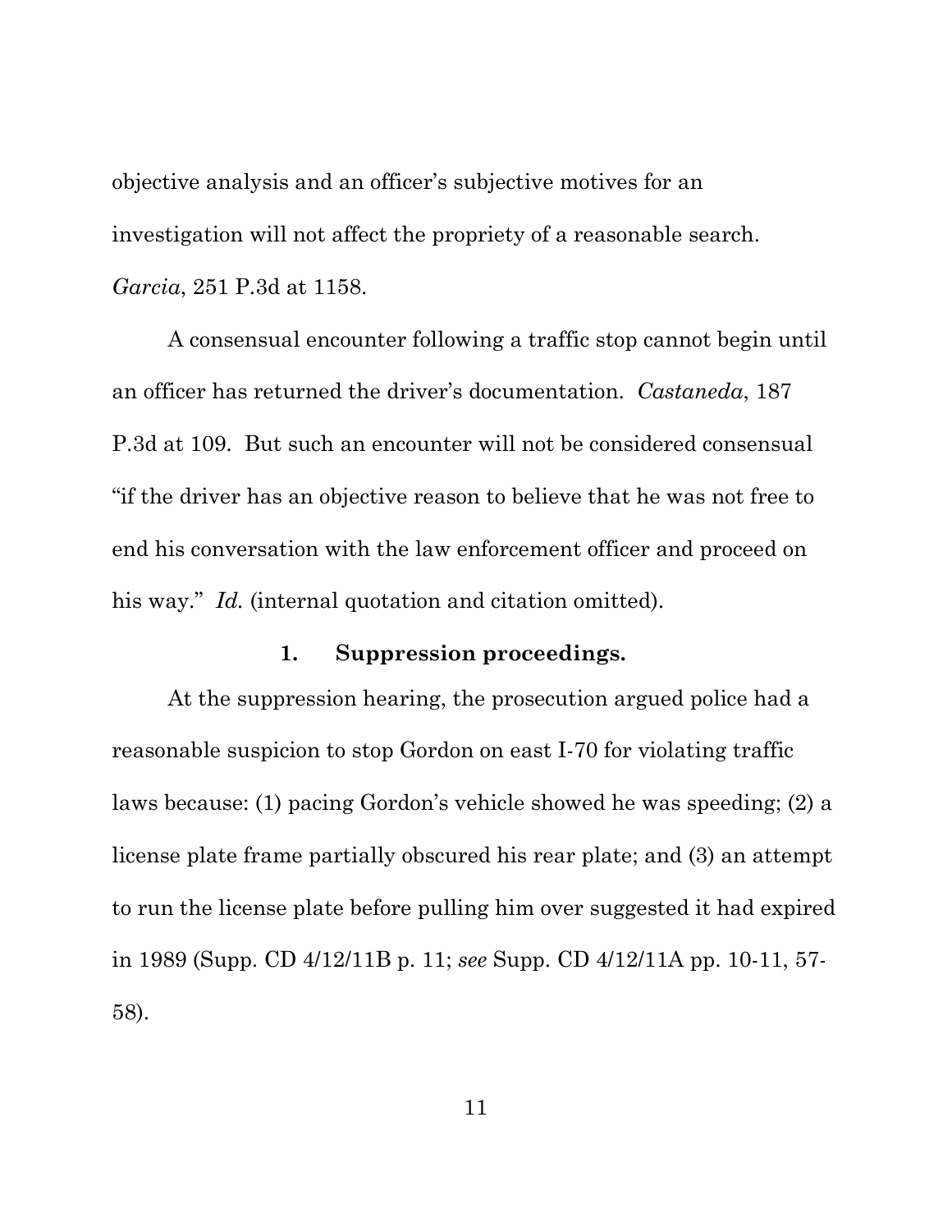objective analysis and an officer's subjective motives for an investigation will not affect the propriety of a reasonable search. *Garcia*, 251 P.3d at 1158.

A consensual encounter following a traffic stop cannot begin until an officer has returned the driver's documentation. *Castaneda*, 187 P.3d at 109. But such an encounter will not be considered consensual "if the driver has an objective reason to believe that he was not free to end his conversation with the law enforcement officer and proceed on his way." *Id.* (internal quotation and citation omitted).

### 1. Suppression proceedings.

At the suppression hearing, the prosecution argued police had a reasonable suspicion to stop Gordon on east I-70 for violating traffic laws because: (1) pacing Gordon's vehicle showed he was speeding; (2) a license plate frame partially obscured his rear plate; and (3) an attempt to run the license plate before pulling him over suggested it had expired in 1989 (Supp. CD 4/12/11B p. 11; *see* Supp. CD 4/12/11A pp. 10-11, 57-58).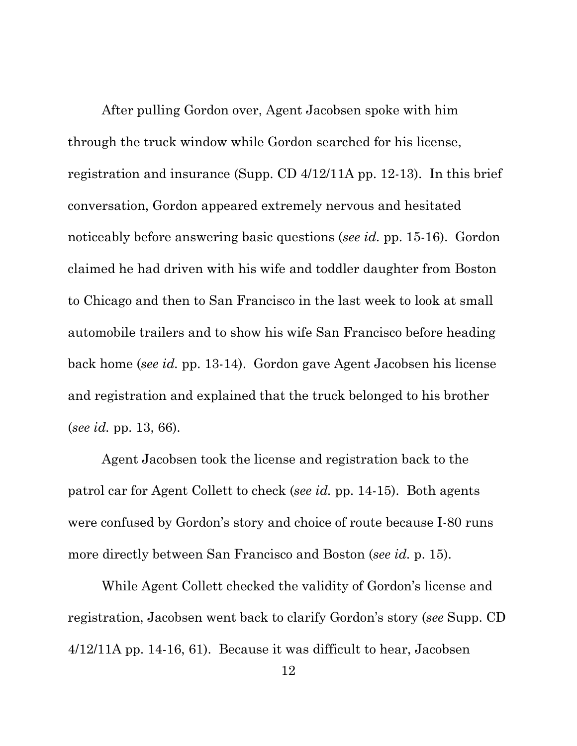After pulling Gordon over, Agent Jacobsen spoke with him through the truck window while Gordon searched for his license, registration and insurance (Supp. CD 4/12/11A pp. 12-13). In this brief conversation, Gordon appeared extremely nervous and hesitated noticeably before answering basic questions (*see id.* pp. 15-16). Gordon claimed he had driven with his wife and toddler daughter from Boston to Chicago and then to San Francisco in the last week to look at small automobile trailers and to show his wife San Francisco before heading back home (*see id.* pp. 13-14). Gordon gave Agent Jacobsen his license and registration and explained that the truck belonged to his brother (*see id.* pp. 13, 66).

Agent Jacobsen took the license and registration back to the patrol car for Agent Collett to check (*see id.* pp. 14-15). Both agents were confused by Gordon's story and choice of route because I-80 runs more directly between San Francisco and Boston (*see id.* p. 15).

While Agent Collett checked the validity of Gordon's license and registration, Jacobsen went back to clarify Gordon's story (*see* Supp. CD 4/12/11A pp. 14-16, 61). Because it was difficult to hear, Jacobsen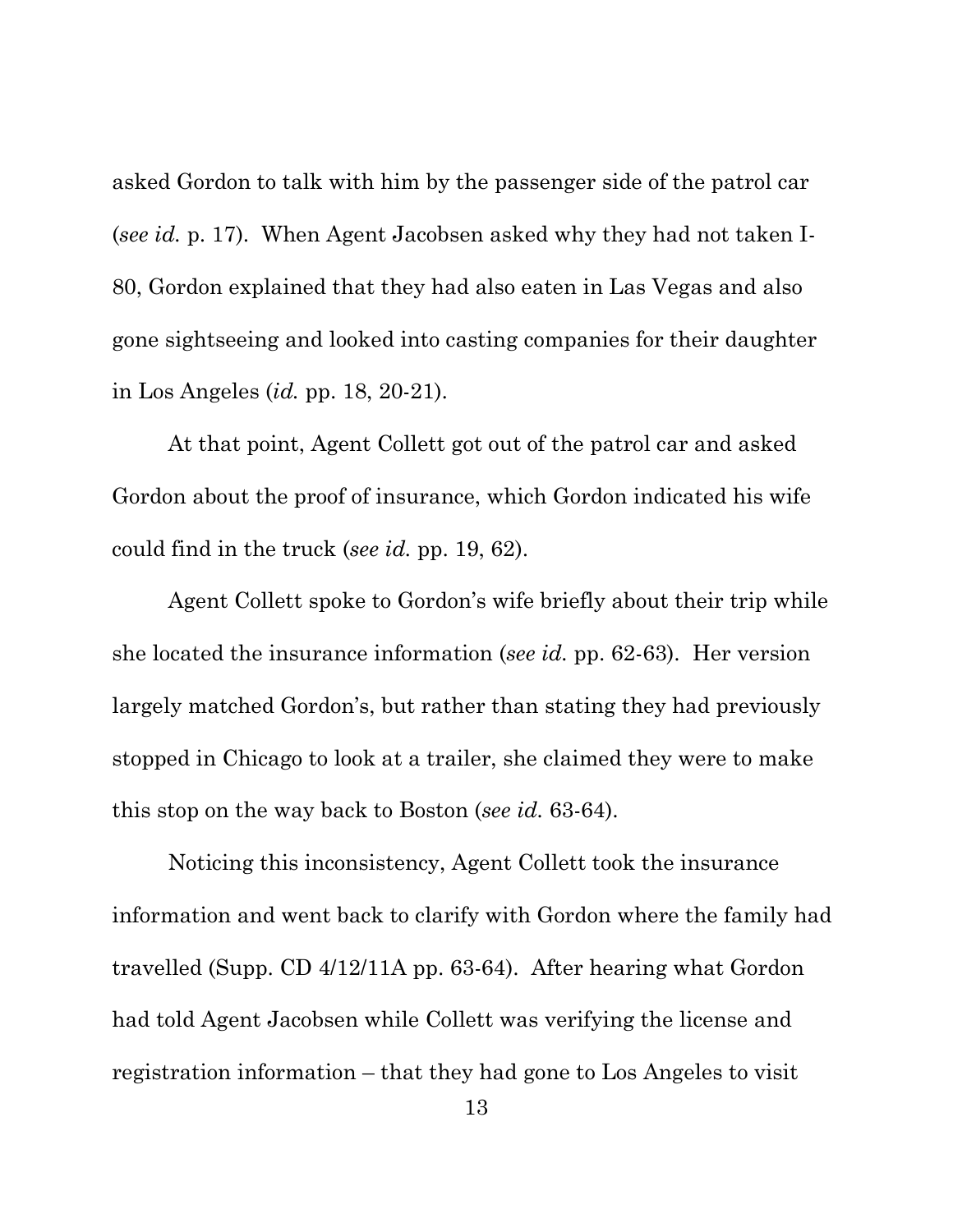asked Gordon to talk with him by the passenger side of the patrol car (*see id.* p. 17). When Agent Jacobsen asked why they had not taken I-80, Gordon explained that they had also eaten in Las Vegas and also gone sightseeing and looked into casting companies for their daughter in Los Angeles (*id.* pp. 18, 20-21).

At that point, Agent Collett got out of the patrol car and asked Gordon about the proof of insurance, which Gordon indicated his wife could find in the truck (*see id.* pp. 19, 62).

Agent Collett spoke to Gordon's wife briefly about their trip while she located the insurance information (*see id.* pp. 62-63). Her version largely matched Gordon's, but rather than stating they had previously stopped in Chicago to look at a trailer, she claimed they were to make this stop on the way back to Boston (*see id.* 63-64).

Noticing this inconsistency, Agent Collett took the insurance information and went back to clarify with Gordon where the family had travelled (Supp. CD 4/12/11A pp. 63-64). After hearing what Gordon had told Agent Jacobsen while Collett was verifying the license and registration information – that they had gone to Los Angeles to visit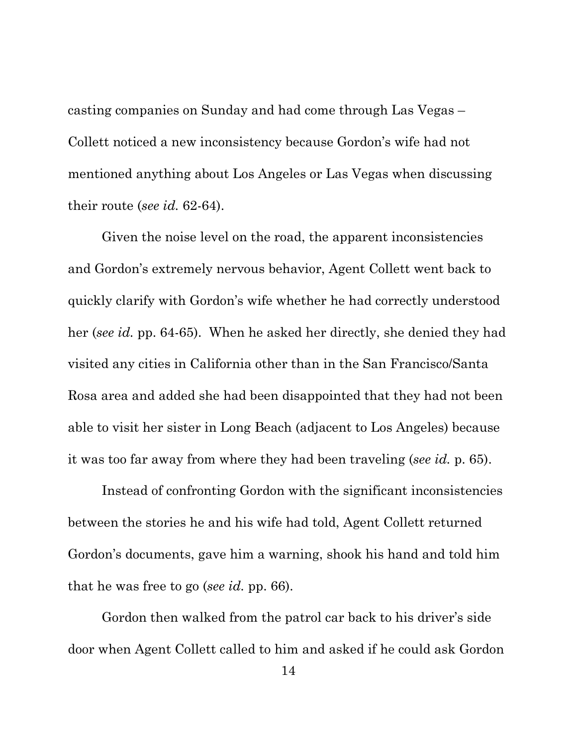casting companies on Sunday and had come through Las Vegas – Collett noticed a new inconsistency because Gordon's wife had not mentioned anything about Los Angeles or Las Vegas when discussing their route (*see id.* 62-64).

Given the noise level on the road, the apparent inconsistencies and Gordon's extremely nervous behavior, Agent Collett went back to quickly clarify with Gordon's wife whether he had correctly understood her (*see id.* pp. 64-65). When he asked her directly, she denied they had visited any cities in California other than in the San Francisco/Santa Rosa area and added she had been disappointed that they had not been able to visit her sister in Long Beach (adjacent to Los Angeles) because it was too far away from where they had been traveling (*see id.* p. 65).

Instead of confronting Gordon with the significant inconsistencies between the stories he and his wife had told, Agent Collett returned Gordon's documents, gave him a warning, shook his hand and told him that he was free to go (*see id.* pp. 66).

Gordon then walked from the patrol car back to his driver's side door when Agent Collett called to him and asked if he could ask Gordon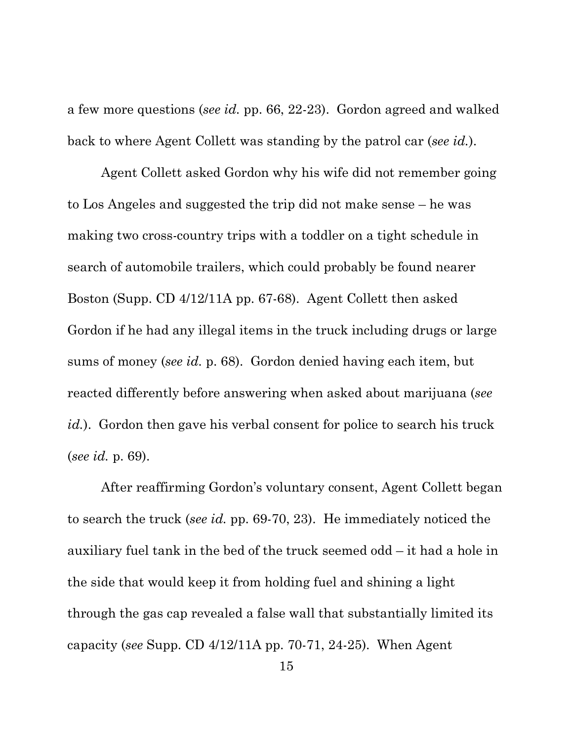a few more questions (*see id.* pp. 66, 22-23). Gordon agreed and walked back to where Agent Collett was standing by the patrol car (*see id.*).

Agent Collett asked Gordon why his wife did not remember going to Los Angeles and suggested the trip did not make sense – he was making two cross-country trips with a toddler on a tight schedule in search of automobile trailers, which could probably be found nearer Boston (Supp. CD 4/12/11A pp. 67-68). Agent Collett then asked Gordon if he had any illegal items in the truck including drugs or large sums of money (*see id.* p. 68). Gordon denied having each item, but reacted differently before answering when asked about marijuana (*see id.*). Gordon then gave his verbal consent for police to search his truck (*see id.* p. 69).

After reaffirming Gordon's voluntary consent, Agent Collett began to search the truck (*see id.* pp. 69-70, 23). He immediately noticed the auxiliary fuel tank in the bed of the truck seemed odd – it had a hole in the side that would keep it from holding fuel and shining a light through the gas cap revealed a false wall that substantially limited its capacity (*see* Supp. CD 4/12/11A pp. 70-71, 24-25). When Agent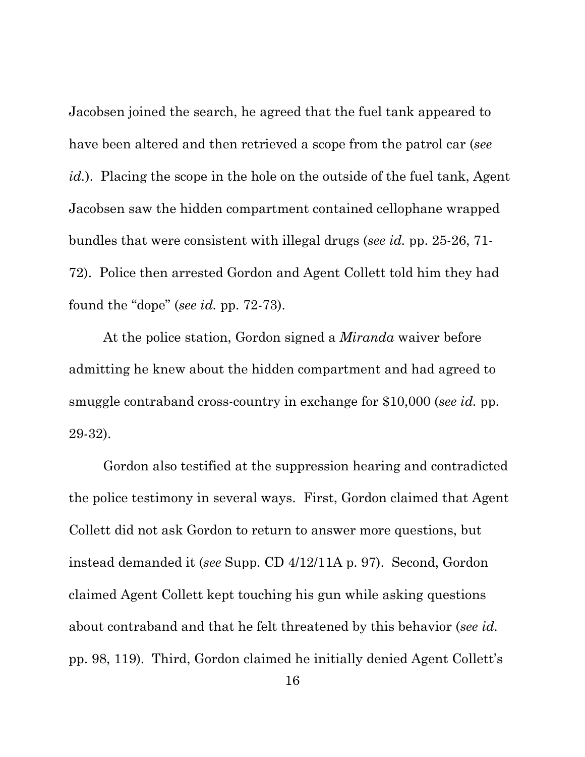Jacobsen joined the search, he agreed that the fuel tank appeared to have been altered and then retrieved a scope from the patrol car (*see id.*). Placing the scope in the hole on the outside of the fuel tank, Agent Jacobsen saw the hidden compartment contained cellophane wrapped bundles that were consistent with illegal drugs (*see id.* pp. 25-26, 71-72). Police then arrested Gordon and Agent Collett told him they had found the "dope" (*see id.* pp. 72-73).

At the police station, Gordon signed a *Miranda* waiver before admitting he knew about the hidden compartment and had agreed to smuggle contraband cross-country in exchange for $10,000 (*see id.* pp. 29-32).

Gordon also testified at the suppression hearing and contradicted the police testimony in several ways. First, Gordon claimed that Agent Collett did not ask Gordon to return to answer more questions, but instead demanded it (*see* Supp. CD 4/12/11A p. 97). Second, Gordon claimed Agent Collett kept touching his gun while asking questions about contraband and that he felt threatened by this behavior (*see id.* pp. 98, 119). Third, Gordon claimed he initially denied Agent Collett's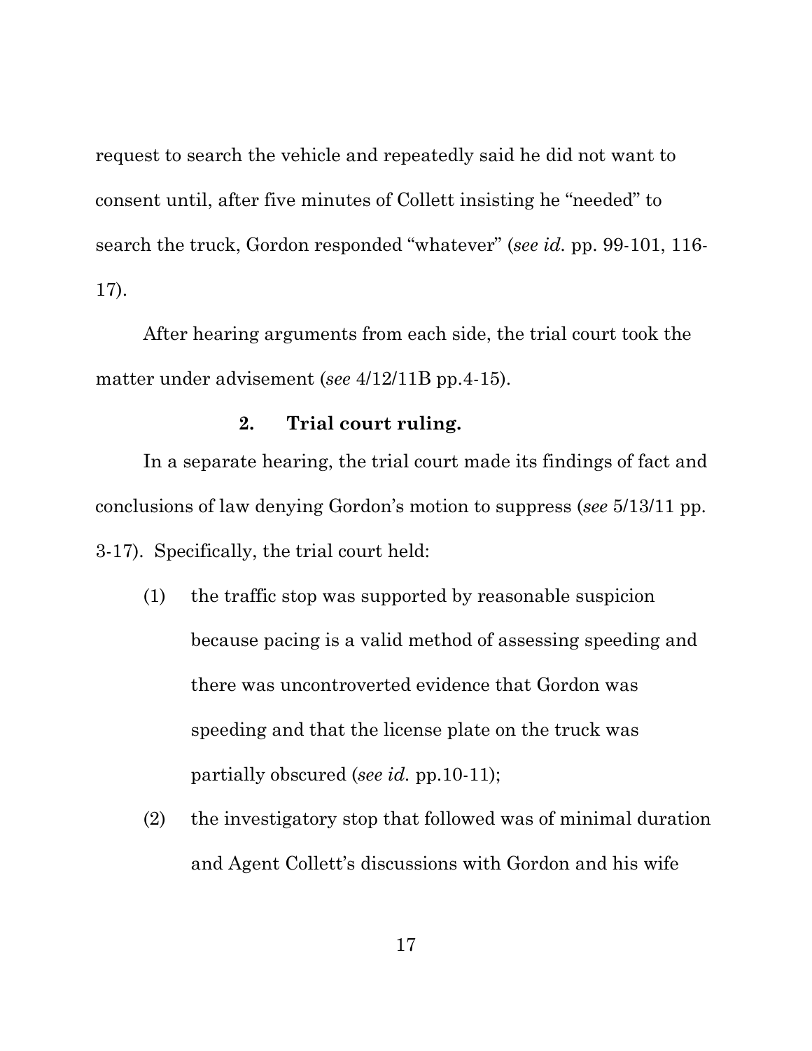request to search the vehicle and repeatedly said he did not want to consent until, after five minutes of Collett insisting he "needed" to search the truck, Gordon responded "whatever" (*see id.* pp. 99-101, 116-17).

After hearing arguments from each side, the trial court took the matter under advisement (*see* 4/12/11B pp.4-15).

### 2. Trial court ruling.

In a separate hearing, the trial court made its findings of fact and conclusions of law denying Gordon's motion to suppress (*see* 5/13/11 pp. 3-17). Specifically, the trial court held:

(1) the traffic stop was supported by reasonable suspicion because pacing is a valid method of assessing speeding and there was uncontroverted evidence that Gordon was speeding and that the license plate on the truck was partially obscured (*see id.* pp.10-11);

(2) the investigatory stop that followed was of minimal duration and Agent Collett's discussions with Gordon and his wife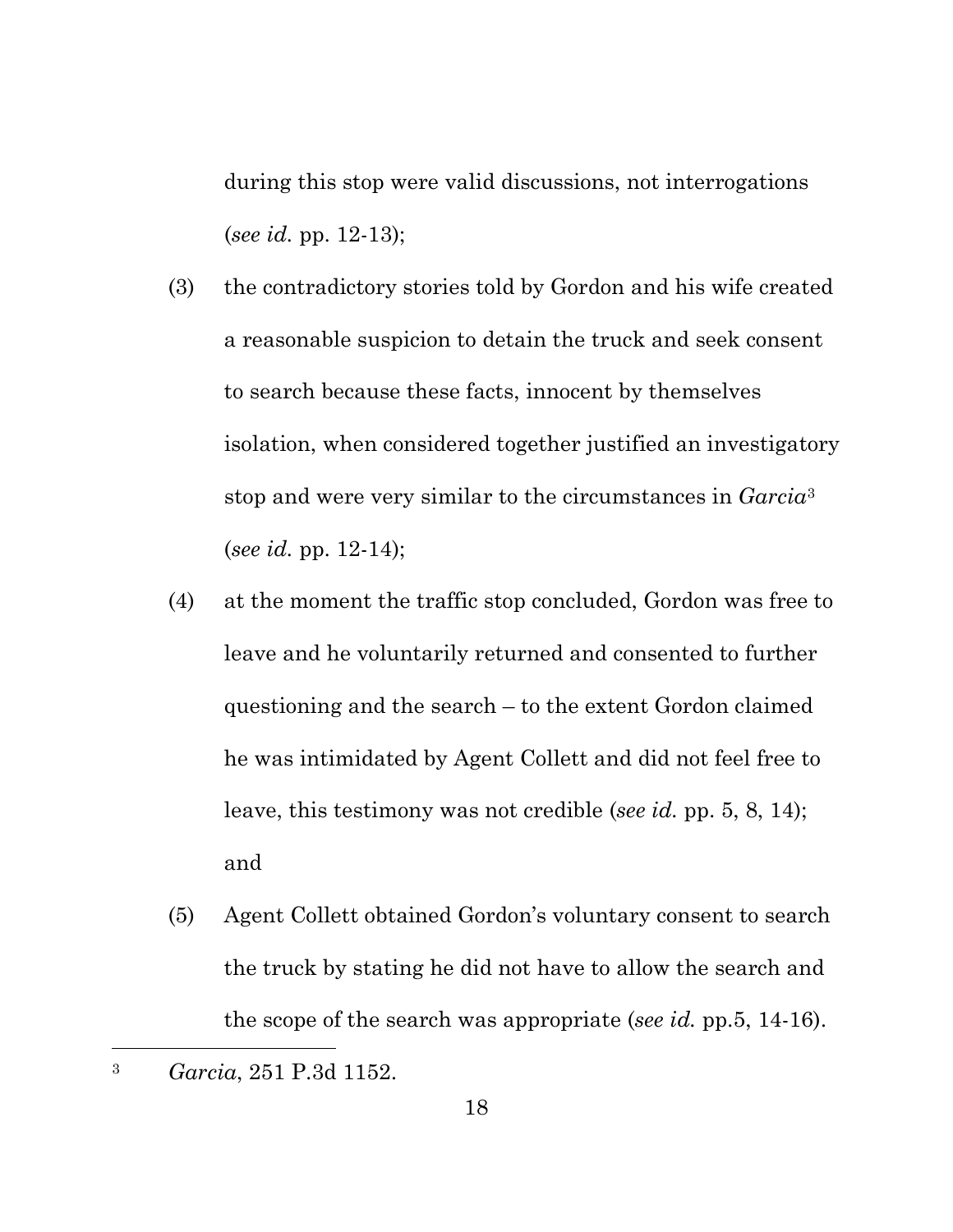during this stop were valid discussions, not interrogations (*see id.* pp. 12-13);

(3) the contradictory stories told by Gordon and his wife created a reasonable suspicion to detain the truck and seek consent to search because these facts, innocent by themselves isolation, when considered together justified an investigatory stop and were very similar to the circumstances in *Garcia*[3] (*see id.* pp. 12-14);

(4) at the moment the traffic stop concluded, Gordon was free to leave and he voluntarily returned and consented to further questioning and the search – to the extent Gordon claimed he was intimidated by Agent Collett and did not feel free to leave, this testimony was not credible (*see id.* pp. 5, 8, 14); and

(5) Agent Collett obtained Gordon's voluntary consent to search the truck by stating he did not have to allow the search and the scope of the search was appropriate (*see id.* pp.5, 14-16).

---

[3] *Garcia*, 251 P.3d 1152.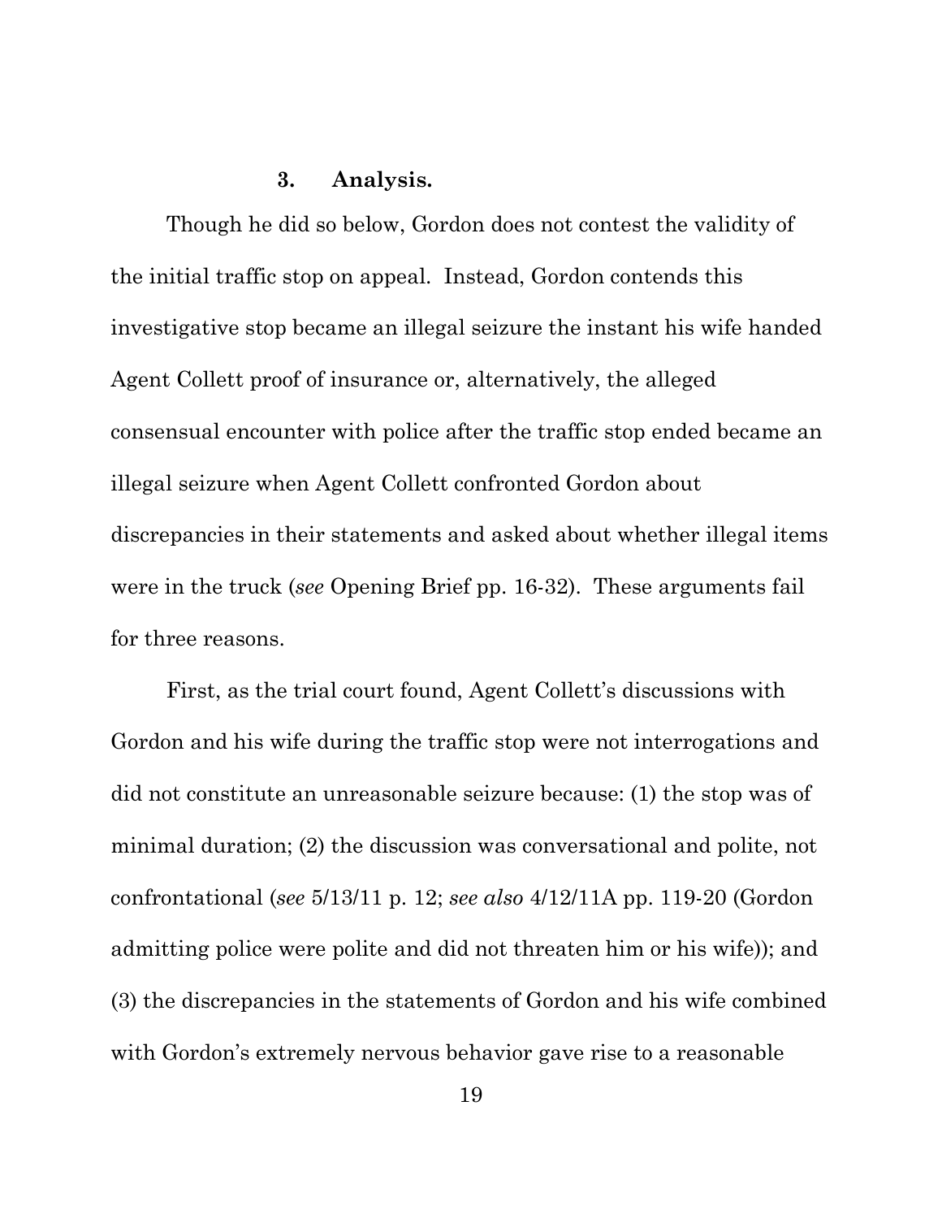### 3. Analysis.

Though he did so below, Gordon does not contest the validity of the initial traffic stop on appeal. Instead, Gordon contends this investigative stop became an illegal seizure the instant his wife handed Agent Collett proof of insurance or, alternatively, the alleged consensual encounter with police after the traffic stop ended became an illegal seizure when Agent Collett confronted Gordon about discrepancies in their statements and asked about whether illegal items were in the truck (*see* Opening Brief pp. 16-32). These arguments fail for three reasons.

First, as the trial court found, Agent Collett's discussions with Gordon and his wife during the traffic stop were not interrogations and did not constitute an unreasonable seizure because: (1) the stop was of minimal duration; (2) the discussion was conversational and polite, not confrontational (*see* 5/13/11 p. 12; *see also* 4/12/11A pp. 119-20 (Gordon admitting police were polite and did not threaten him or his wife)); and (3) the discrepancies in the statements of Gordon and his wife combined with Gordon's extremely nervous behavior gave rise to a reasonable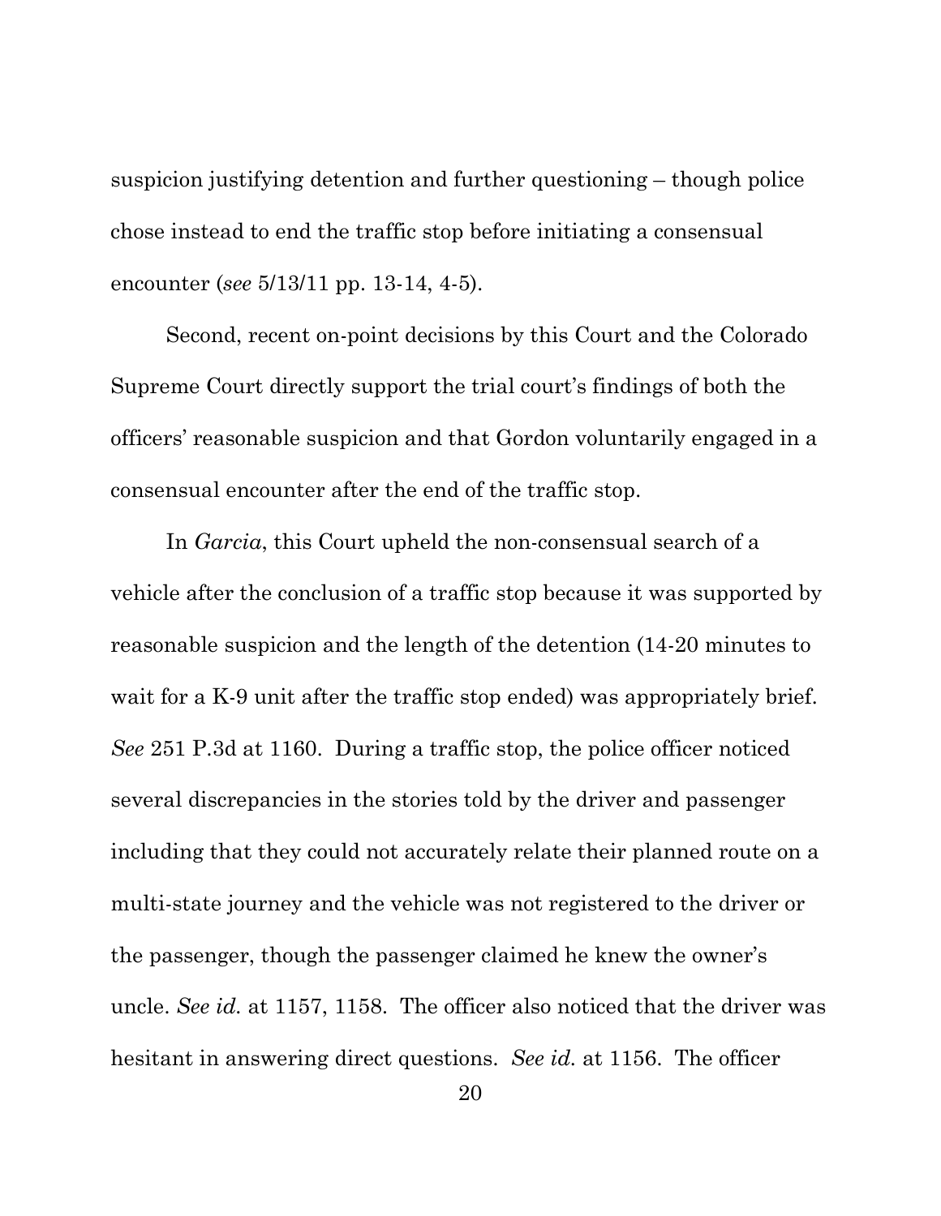suspicion justifying detention and further questioning – though police chose instead to end the traffic stop before initiating a consensual encounter (*see* 5/13/11 pp. 13-14, 4-5).

Second, recent on-point decisions by this Court and the Colorado Supreme Court directly support the trial court's findings of both the officers' reasonable suspicion and that Gordon voluntarily engaged in a consensual encounter after the end of the traffic stop.

In *Garcia*, this Court upheld the non-consensual search of a vehicle after the conclusion of a traffic stop because it was supported by reasonable suspicion and the length of the detention (14-20 minutes to wait for a K-9 unit after the traffic stop ended) was appropriately brief. *See* 251 P.3d at 1160. During a traffic stop, the police officer noticed several discrepancies in the stories told by the driver and passenger including that they could not accurately relate their planned route on a multi-state journey and the vehicle was not registered to the driver or the passenger, though the passenger claimed he knew the owner's uncle. *See id.* at 1157, 1158. The officer also noticed that the driver was hesitant in answering direct questions. *See id.* at 1156. The officer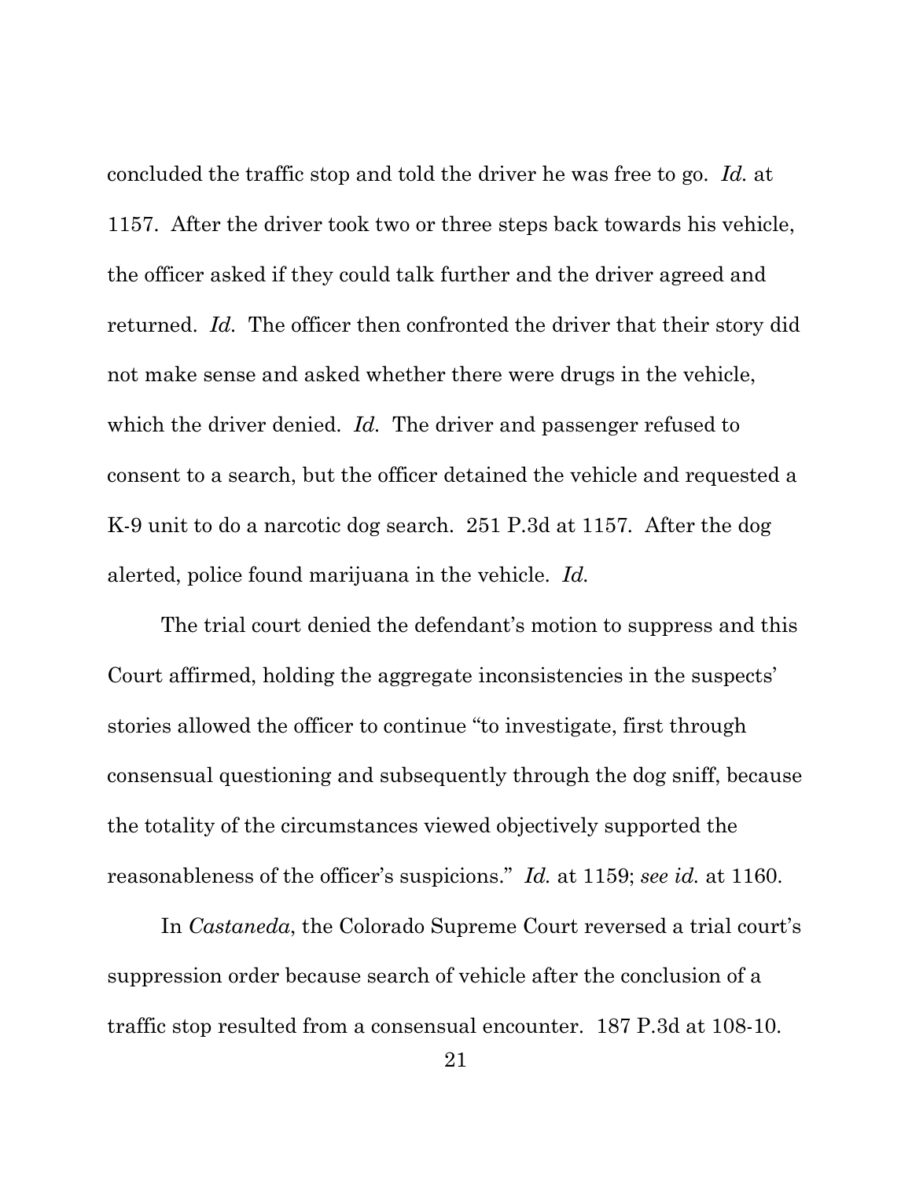concluded the traffic stop and told the driver he was free to go. *Id.* at 1157. After the driver took two or three steps back towards his vehicle, the officer asked if they could talk further and the driver agreed and returned. *Id.* The officer then confronted the driver that their story did not make sense and asked whether there were drugs in the vehicle, which the driver denied. *Id.* The driver and passenger refused to consent to a search, but the officer detained the vehicle and requested a K-9 unit to do a narcotic dog search. 251 P.3d at 1157. After the dog alerted, police found marijuana in the vehicle. *Id.*

The trial court denied the defendant's motion to suppress and this Court affirmed, holding the aggregate inconsistencies in the suspects' stories allowed the officer to continue "to investigate, first through consensual questioning and subsequently through the dog sniff, because the totality of the circumstances viewed objectively supported the reasonableness of the officer's suspicions." *Id.* at 1159; *see id.* at 1160.

In *Castaneda*, the Colorado Supreme Court reversed a trial court's suppression order because search of vehicle after the conclusion of a traffic stop resulted from a consensual encounter. 187 P.3d at 108-10.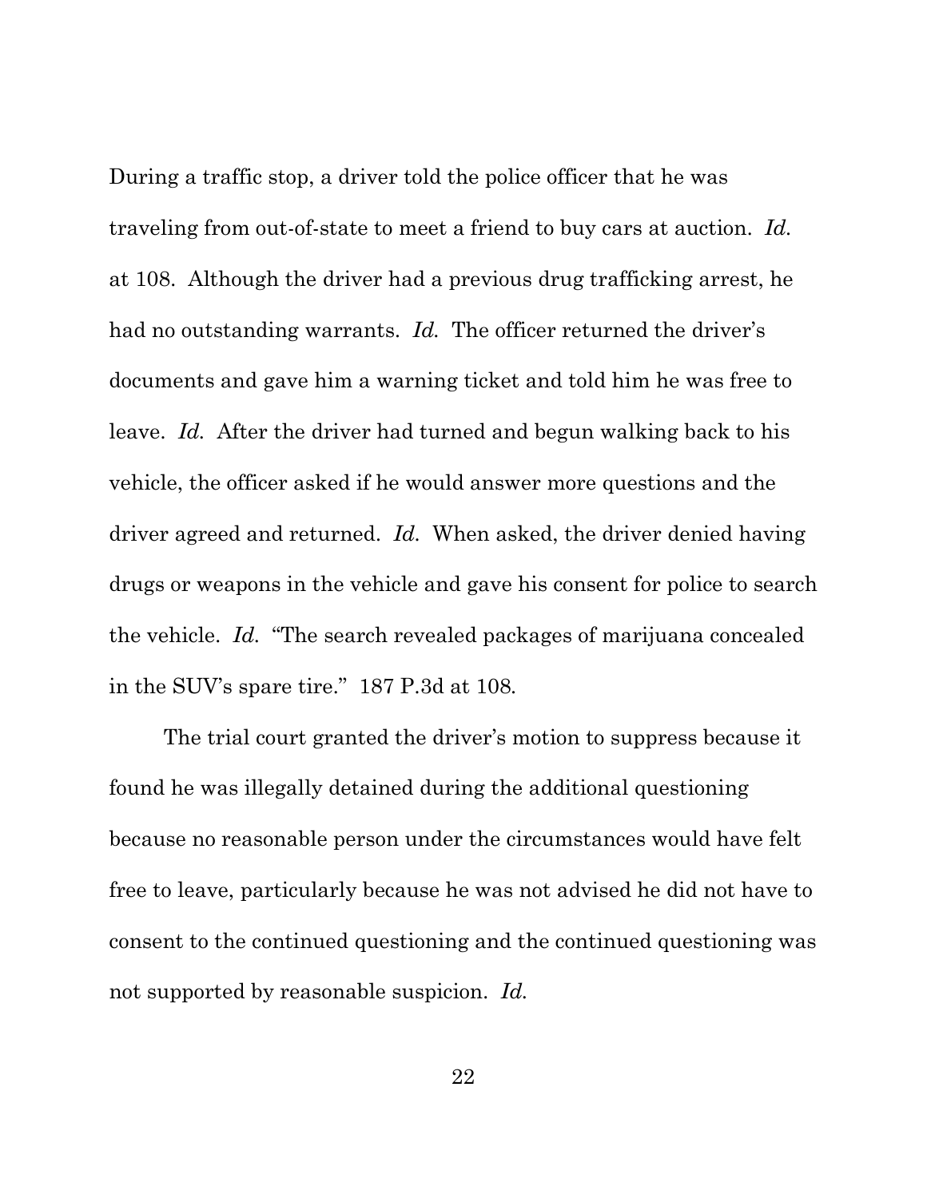During a traffic stop, a driver told the police officer that he was traveling from out-of-state to meet a friend to buy cars at auction. *Id.* at 108. Although the driver had a previous drug trafficking arrest, he had no outstanding warrants. *Id.* The officer returned the driver's documents and gave him a warning ticket and told him he was free to leave. *Id.* After the driver had turned and begun walking back to his vehicle, the officer asked if he would answer more questions and the driver agreed and returned. *Id.* When asked, the driver denied having drugs or weapons in the vehicle and gave his consent for police to search the vehicle. *Id.* "The search revealed packages of marijuana concealed in the SUV's spare tire." 187 P.3d at 108.

The trial court granted the driver's motion to suppress because it found he was illegally detained during the additional questioning because no reasonable person under the circumstances would have felt free to leave, particularly because he was not advised he did not have to consent to the continued questioning and the continued questioning was not supported by reasonable suspicion. *Id.*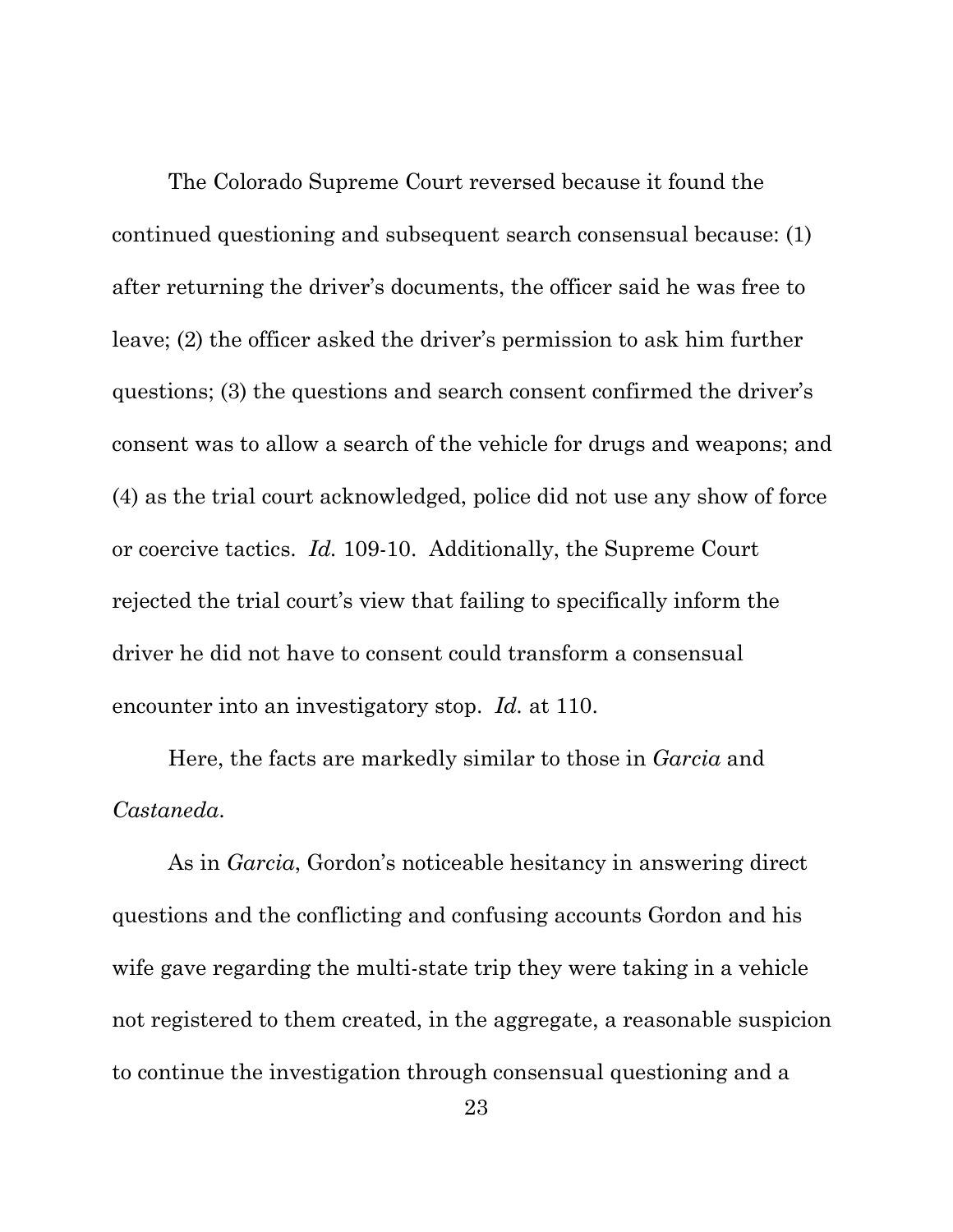The Colorado Supreme Court reversed because it found the continued questioning and subsequent search consensual because: (1) after returning the driver's documents, the officer said he was free to leave; (2) the officer asked the driver's permission to ask him further questions; (3) the questions and search consent confirmed the driver's consent was to allow a search of the vehicle for drugs and weapons; and (4) as the trial court acknowledged, police did not use any show of force or coercive tactics. *Id.* 109-10. Additionally, the Supreme Court rejected the trial court's view that failing to specifically inform the driver he did not have to consent could transform a consensual encounter into an investigatory stop. *Id.* at 110.

Here, the facts are markedly similar to those in *Garcia* and *Castaneda*.

As in *Garcia*, Gordon's noticeable hesitancy in answering direct questions and the conflicting and confusing accounts Gordon and his wife gave regarding the multi-state trip they were taking in a vehicle not registered to them created, in the aggregate, a reasonable suspicion to continue the investigation through consensual questioning and a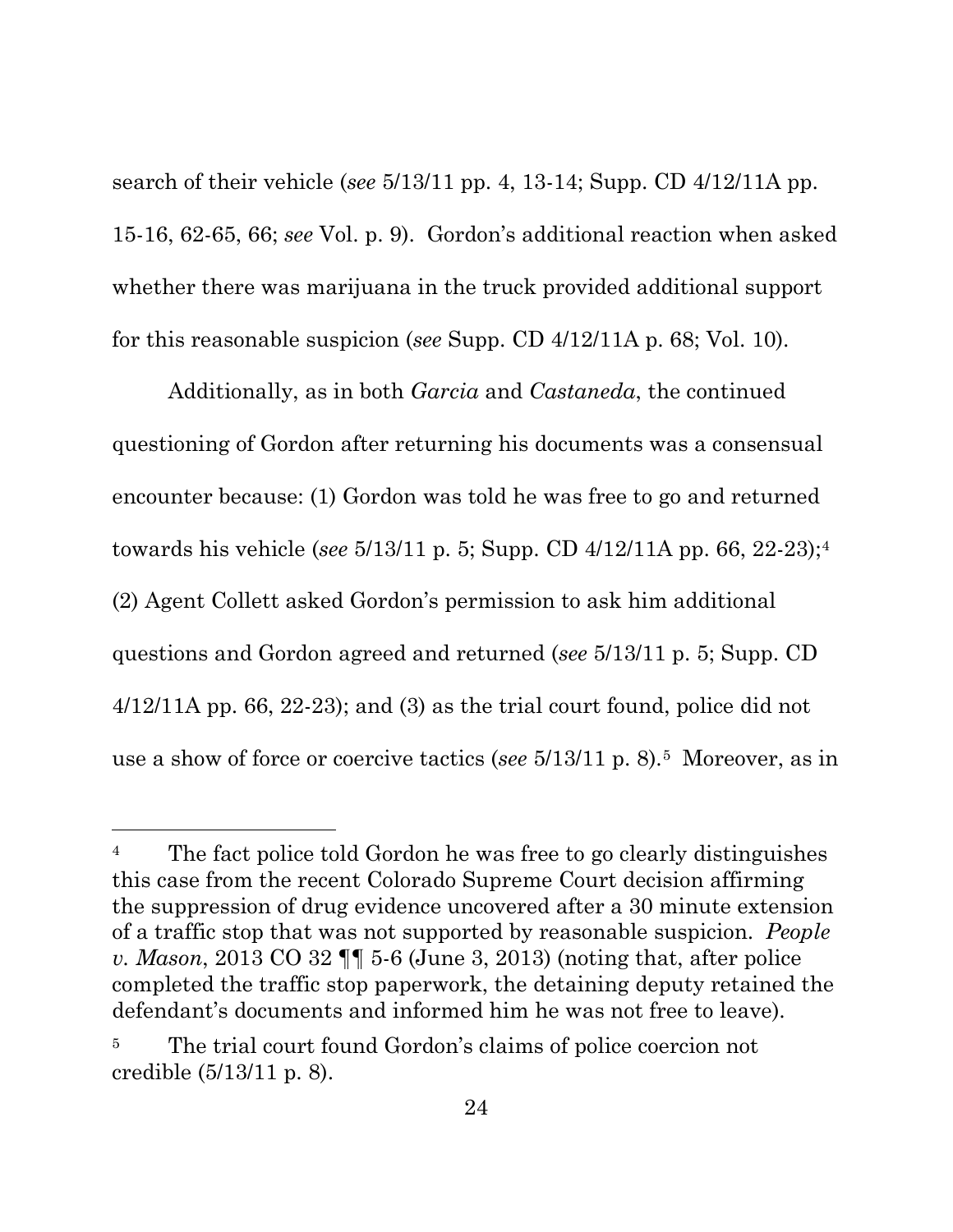search of their vehicle (*see* 5/13/11 pp. 4, 13-14; Supp. CD 4/12/11A pp. 15-16, 62-65, 66; *see* Vol. p. 9). Gordon's additional reaction when asked whether there was marijuana in the truck provided additional support for this reasonable suspicion (*see* Supp. CD 4/12/11A p. 68; Vol. 10).

Additionally, as in both *Garcia* and *Castaneda*, the continued questioning of Gordon after returning his documents was a consensual encounter because: (1) Gordon was told he was free to go and returned towards his vehicle (*see* 5/13/11 p. 5; Supp. CD 4/12/11A pp. 66, 22-23);[4] (2) Agent Collett asked Gordon's permission to ask him additional questions and Gordon agreed and returned (*see* 5/13/11 p. 5; Supp. CD 4/12/11A pp. 66, 22-23); and (3) as the trial court found, police did not use a show of force or coercive tactics (*see* 5/13/11 p. 8).[5] Moreover, as in

---

[4] The fact police told Gordon he was free to go clearly distinguishes this case from the recent Colorado Supreme Court decision affirming the suppression of drug evidence uncovered after a 30 minute extension of a traffic stop that was not supported by reasonable suspicion. *People v. Mason*, 2013 CO 32 ¶¶ 5-6 (June 3, 2013) (noting that, after police completed the traffic stop paperwork, the detaining deputy retained the defendant's documents and informed him he was not free to leave).

[5] The trial court found Gordon's claims of police coercion not credible (5/13/11 p. 8).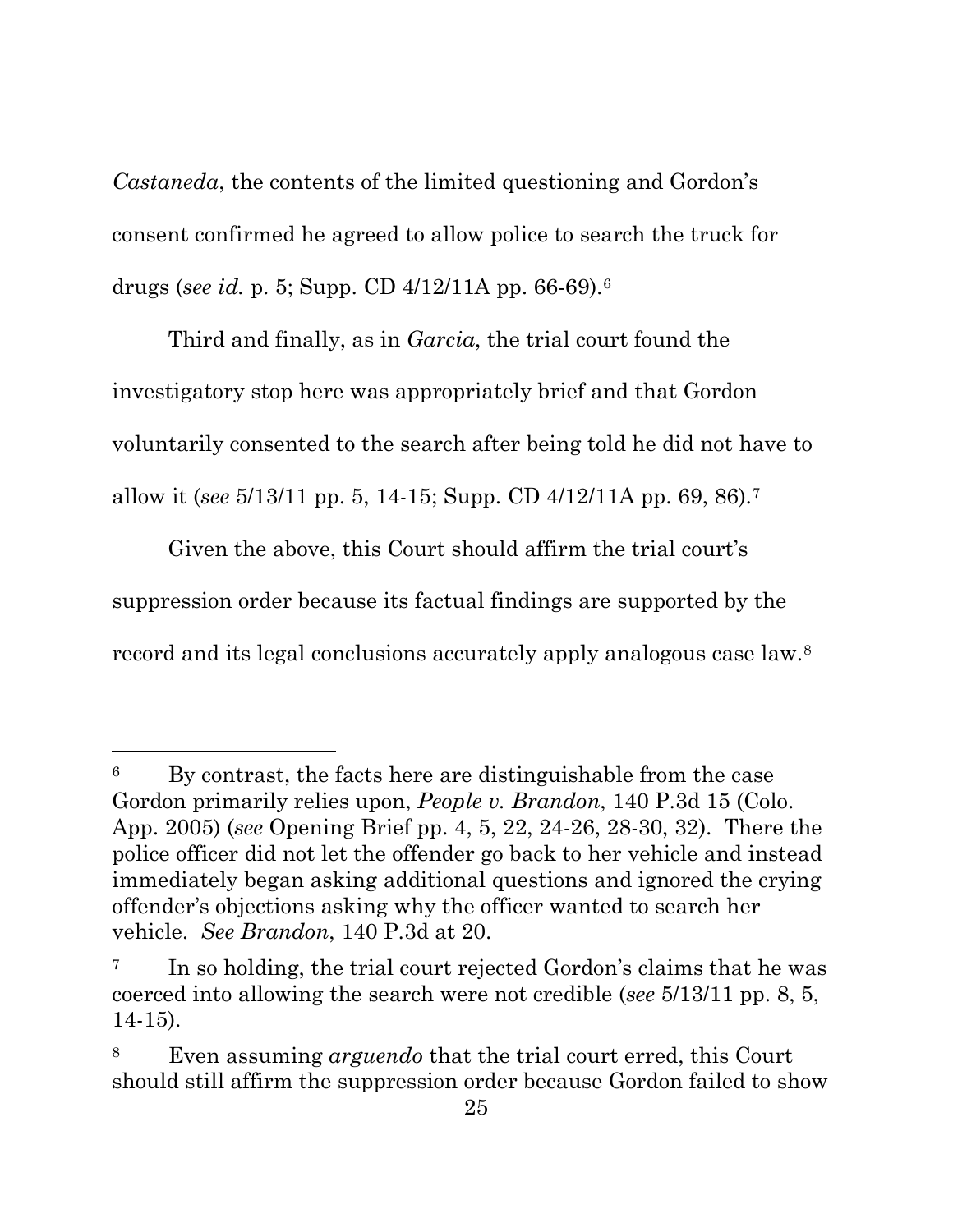*Castaneda*, the contents of the limited questioning and Gordon's consent confirmed he agreed to allow police to search the truck for drugs (*see id.* p. 5; Supp. CD 4/12/11A pp. 66-69).[6]

Third and finally, as in *Garcia*, the trial court found the investigatory stop here was appropriately brief and that Gordon voluntarily consented to the search after being told he did not have to allow it (*see* 5/13/11 pp. 5, 14-15; Supp. CD 4/12/11A pp. 69, 86).[7]

Given the above, this Court should affirm the trial court's suppression order because its factual findings are supported by the record and its legal conclusions accurately apply analogous case law.[8]

---

[6] By contrast, the facts here are distinguishable from the case Gordon primarily relies upon, *People v. Brandon*, 140 P.3d 15 (Colo. App. 2005) (*see* Opening Brief pp. 4, 5, 22, 24-26, 28-30, 32). There the police officer did not let the offender go back to her vehicle and instead immediately began asking additional questions and ignored the crying offender's objections asking why the officer wanted to search her vehicle. *See Brandon*, 140 P.3d at 20.

[7] In so holding, the trial court rejected Gordon's claims that he was coerced into allowing the search were not credible (*see* 5/13/11 pp. 8, 5, 14-15).

[8] Even assuming *arguendo* that the trial court erred, this Court should still affirm the suppression order because Gordon failed to show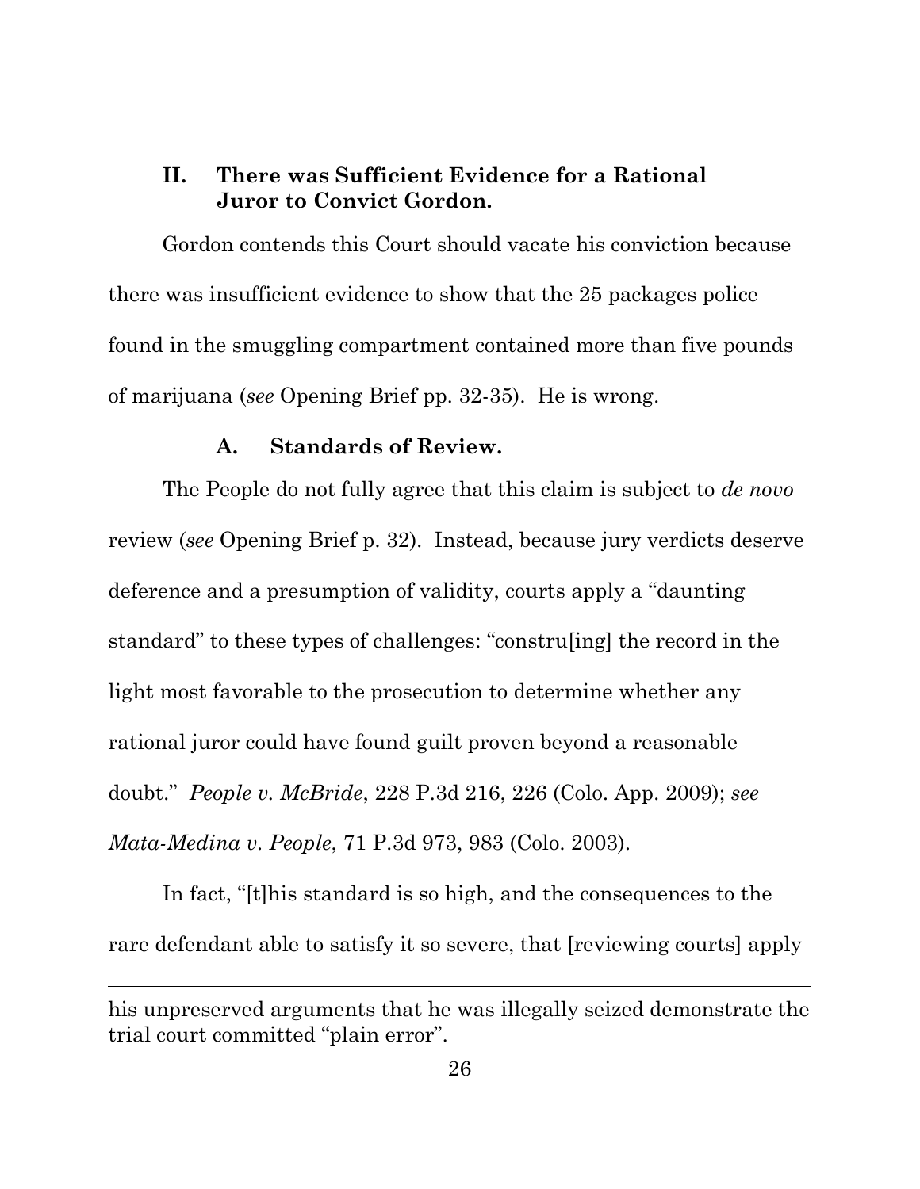## II. There was Sufficient Evidence for a Rational Juror to Convict Gordon.

Gordon contends this Court should vacate his conviction because there was insufficient evidence to show that the 25 packages police found in the smuggling compartment contained more than five pounds of marijuana (*see* Opening Brief pp. 32-35). He is wrong.

### A. Standards of Review.

The People do not fully agree that this claim is subject to *de novo* review (*see* Opening Brief p. 32). Instead, because jury verdicts deserve deference and a presumption of validity, courts apply a "daunting standard" to these types of challenges: "constru[ing] the record in the light most favorable to the prosecution to determine whether any rational juror could have found guilt proven beyond a reasonable doubt." *People v. McBride*, 228 P.3d 216, 226 (Colo. App. 2009); *see Mata-Medina v. People*, 71 P.3d 973, 983 (Colo. 2003).

In fact, "[t]his standard is so high, and the consequences to the rare defendant able to satisfy it so severe, that [reviewing courts] apply

---

his unpreserved arguments that he was illegally seized demonstrate the trial court committed "plain error".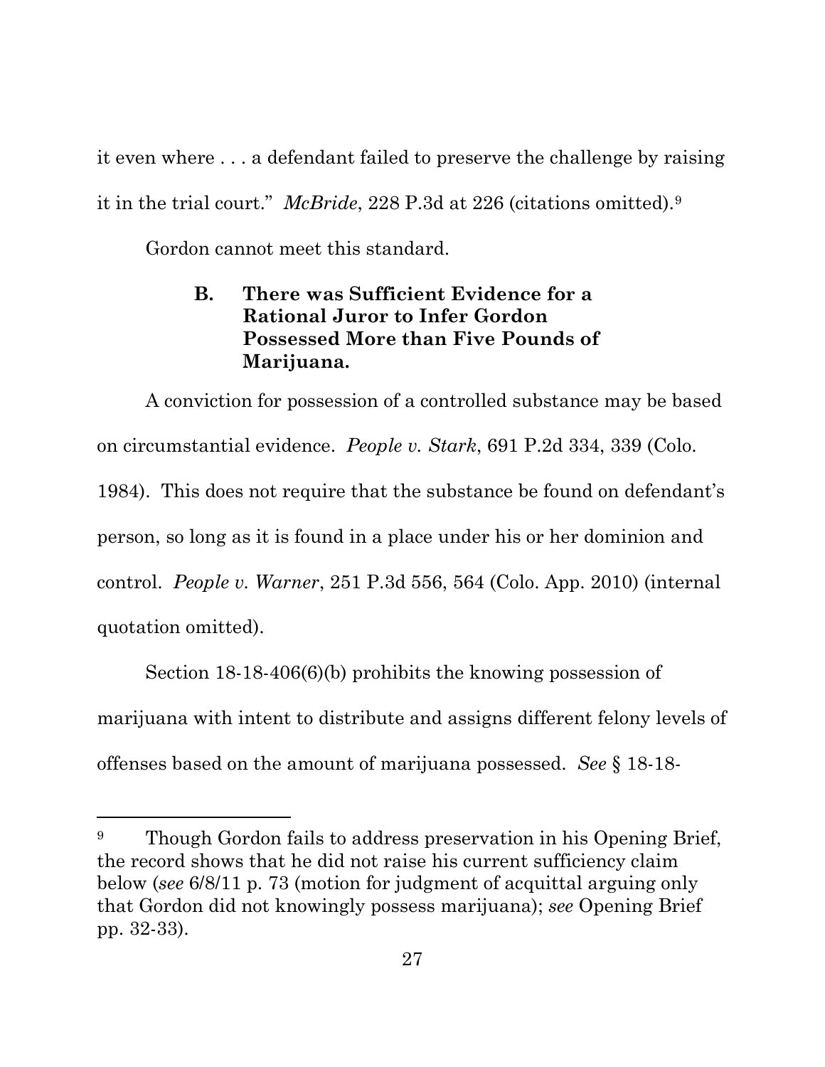it even where . . . a defendant failed to preserve the challenge by raising it in the trial court." *McBride*, 228 P.3d at 226 (citations omitted).[9]

Gordon cannot meet this standard.

### B. There was Sufficient Evidence for a Rational Juror to Infer Gordon Possessed More than Five Pounds of Marijuana.

A conviction for possession of a controlled substance may be based on circumstantial evidence. *People v. Stark*, 691 P.2d 334, 339 (Colo. 1984). This does not require that the substance be found on defendant's person, so long as it is found in a place under his or her dominion and control. *People v. Warner*, 251 P.3d 556, 564 (Colo. App. 2010) (internal quotation omitted).

Section 18-18-406(6)(b) prohibits the knowing possession of marijuana with intent to distribute and assigns different felony levels of offenses based on the amount of marijuana possessed. *See* § 18-18-

---

[9] Though Gordon fails to address preservation in his Opening Brief, the record shows that he did not raise his current sufficiency claim below (*see* 6/8/11 p. 73 (motion for judgment of acquittal arguing only that Gordon did not knowingly possess marijuana); *see* Opening Brief pp. 32-33).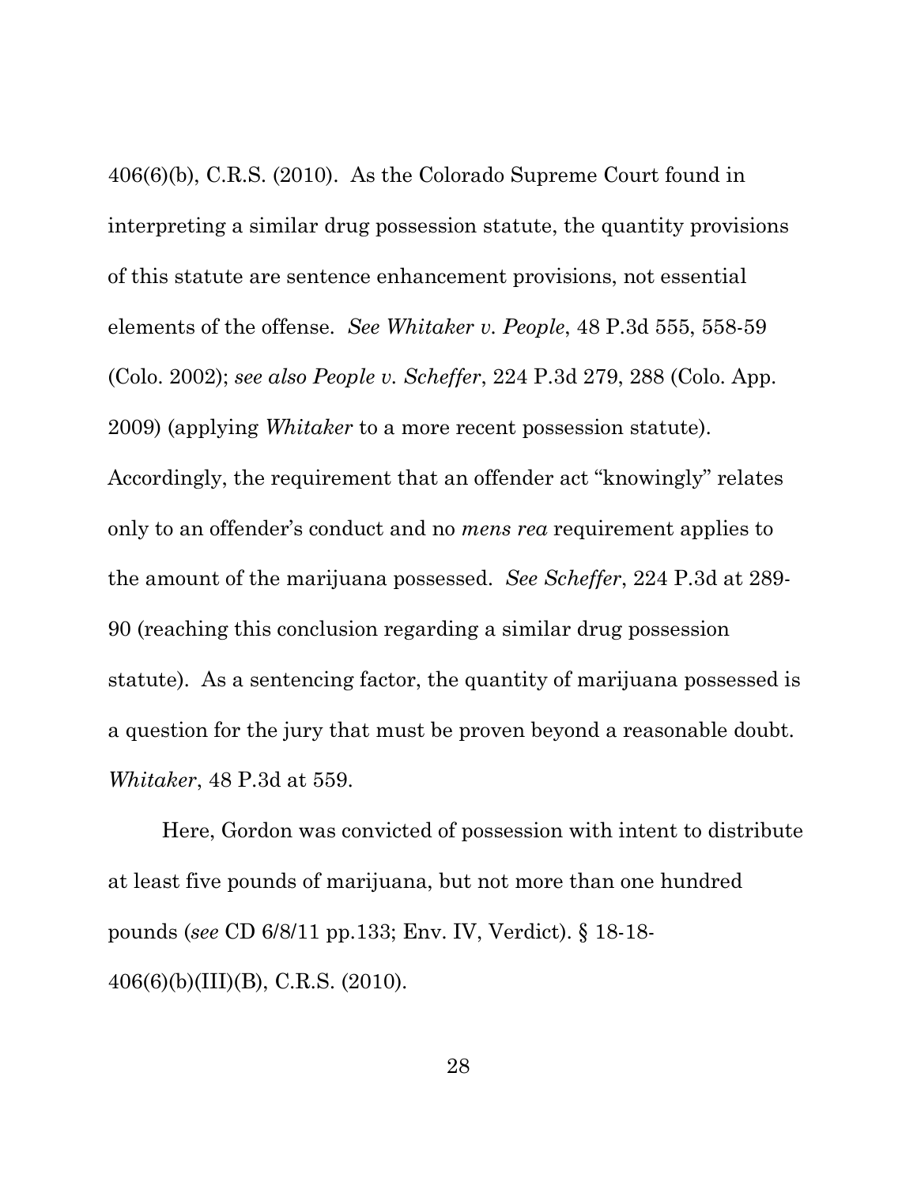406(6)(b), C.R.S. (2010). As the Colorado Supreme Court found in interpreting a similar drug possession statute, the quantity provisions of this statute are sentence enhancement provisions, not essential elements of the offense. *See Whitaker v. People*, 48 P.3d 555, 558-59 (Colo. 2002); *see also People v. Scheffer*, 224 P.3d 279, 288 (Colo. App. 2009) (applying *Whitaker* to a more recent possession statute). Accordingly, the requirement that an offender act "knowingly" relates only to an offender's conduct and no *mens rea* requirement applies to the amount of the marijuana possessed. *See Scheffer*, 224 P.3d at 289-90 (reaching this conclusion regarding a similar drug possession statute). As a sentencing factor, the quantity of marijuana possessed is a question for the jury that must be proven beyond a reasonable doubt. *Whitaker*, 48 P.3d at 559.

Here, Gordon was convicted of possession with intent to distribute at least five pounds of marijuana, but not more than one hundred pounds (*see* CD 6/8/11 pp.133; Env. IV, Verdict). § 18-18-406(6)(b)(III)(B), C.R.S. (2010).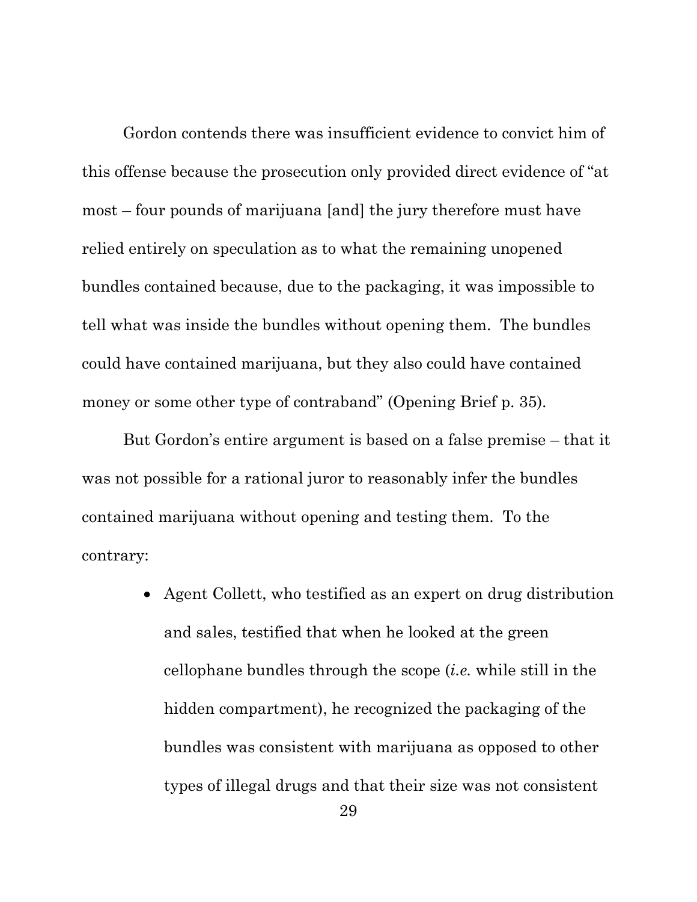Gordon contends there was insufficient evidence to convict him of this offense because the prosecution only provided direct evidence of "at most – four pounds of marijuana [and] the jury therefore must have relied entirely on speculation as to what the remaining unopened bundles contained because, due to the packaging, it was impossible to tell what was inside the bundles without opening them. The bundles could have contained marijuana, but they also could have contained money or some other type of contraband" (Opening Brief p. 35).

But Gordon's entire argument is based on a false premise – that it was not possible for a rational juror to reasonably infer the bundles contained marijuana without opening and testing them. To the contrary:

- Agent Collett, who testified as an expert on drug distribution and sales, testified that when he looked at the green cellophane bundles through the scope (*i.e.* while still in the hidden compartment), he recognized the packaging of the bundles was consistent with marijuana as opposed to other types of illegal drugs and that their size was not consistent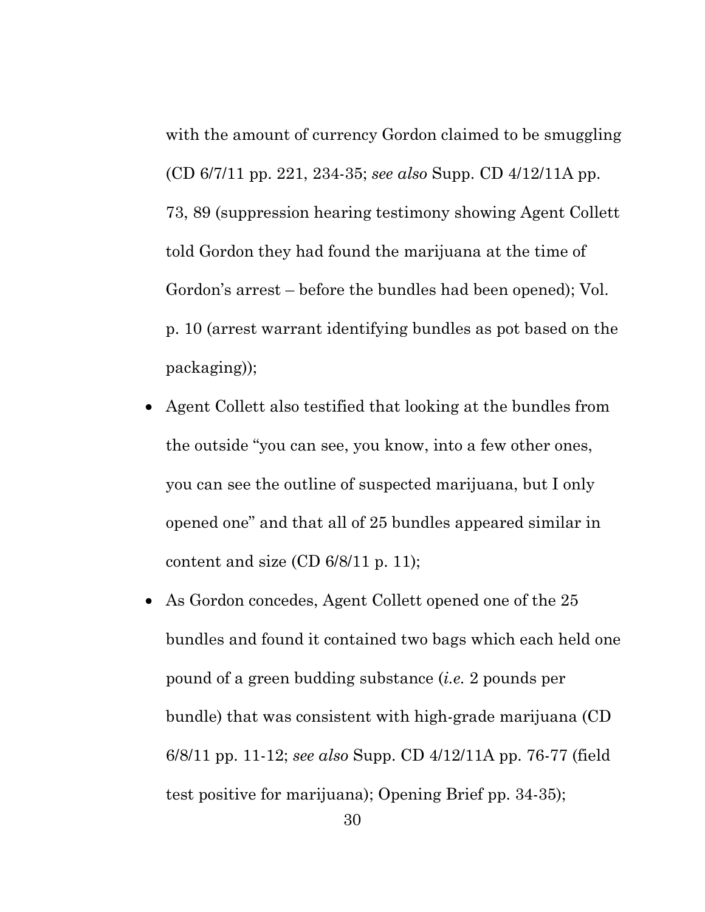with the amount of currency Gordon claimed to be smuggling (CD 6/7/11 pp. 221, 234-35; *see also* Supp. CD 4/12/11A pp. 73, 89 (suppression hearing testimony showing Agent Collett told Gordon they had found the marijuana at the time of Gordon's arrest – before the bundles had been opened); Vol. p. 10 (arrest warrant identifying bundles as pot based on the packaging));

- Agent Collett also testified that looking at the bundles from the outside "you can see, you know, into a few other ones, you can see the outline of suspected marijuana, but I only opened one" and that all of 25 bundles appeared similar in content and size (CD 6/8/11 p. 11);
- As Gordon concedes, Agent Collett opened one of the 25 bundles and found it contained two bags which each held one pound of a green budding substance (*i.e.* 2 pounds per bundle) that was consistent with high-grade marijuana (CD 6/8/11 pp. 11-12; *see also* Supp. CD 4/12/11A pp. 76-77 (field test positive for marijuana); Opening Brief pp. 34-35);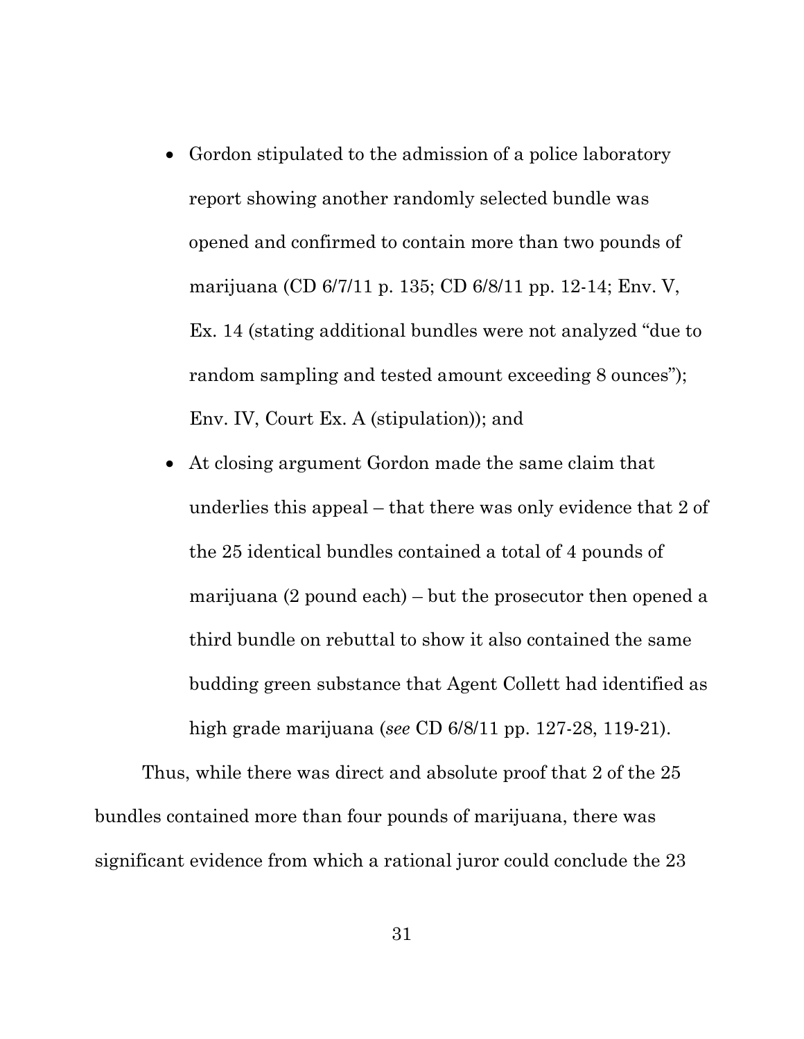- Gordon stipulated to the admission of a police laboratory report showing another randomly selected bundle was opened and confirmed to contain more than two pounds of marijuana (CD 6/7/11 p. 135; CD 6/8/11 pp. 12-14; Env. V, Ex. 14 (stating additional bundles were not analyzed "due to random sampling and tested amount exceeding 8 ounces"); Env. IV, Court Ex. A (stipulation)); and
- At closing argument Gordon made the same claim that underlies this appeal – that there was only evidence that 2 of the 25 identical bundles contained a total of 4 pounds of marijuana (2 pound each) – but the prosecutor then opened a third bundle on rebuttal to show it also contained the same budding green substance that Agent Collett had identified as high grade marijuana (*see* CD 6/8/11 pp. 127-28, 119-21).

Thus, while there was direct and absolute proof that 2 of the 25 bundles contained more than four pounds of marijuana, there was significant evidence from which a rational juror could conclude the 23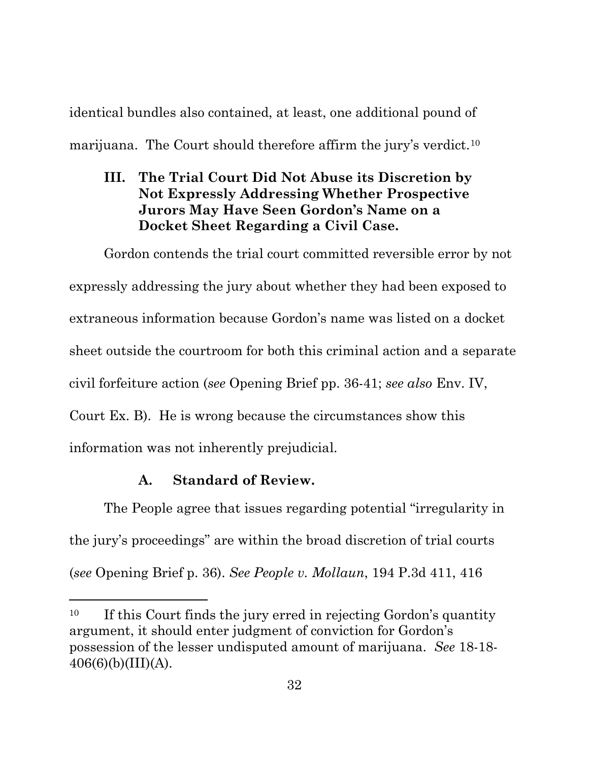identical bundles also contained, at least, one additional pound of marijuana. The Court should therefore affirm the jury's verdict.[10]

## III. The Trial Court Did Not Abuse its Discretion by Not Expressly Addressing Whether Prospective Jurors May Have Seen Gordon's Name on a Docket Sheet Regarding a Civil Case.

Gordon contends the trial court committed reversible error by not expressly addressing the jury about whether they had been exposed to extraneous information because Gordon's name was listed on a docket sheet outside the courtroom for both this criminal action and a separate civil forfeiture action (*see* Opening Brief pp. 36-41; *see also* Env. IV, Court Ex. B). He is wrong because the circumstances show this information was not inherently prejudicial.

### A. Standard of Review.

The People agree that issues regarding potential "irregularity in the jury's proceedings" are within the broad discretion of trial courts (*see* Opening Brief p. 36). *See People v. Mollaun*, 194 P.3d 411, 416

---

[10] If this Court finds the jury erred in rejecting Gordon's quantity argument, it should enter judgment of conviction for Gordon's possession of the lesser undisputed amount of marijuana. *See* 18-18-406(6)(b)(III)(A).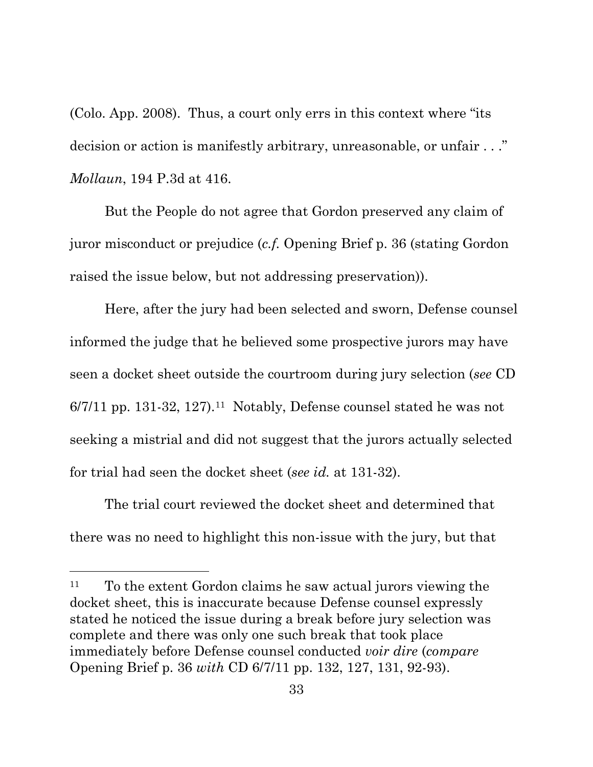(Colo. App. 2008). Thus, a court only errs in this context where "its decision or action is manifestly arbitrary, unreasonable, or unfair . . ." *Mollaun*, 194 P.3d at 416.

But the People do not agree that Gordon preserved any claim of juror misconduct or prejudice (*c.f.* Opening Brief p. 36 (stating Gordon raised the issue below, but not addressing preservation)).

Here, after the jury had been selected and sworn, Defense counsel informed the judge that he believed some prospective jurors may have seen a docket sheet outside the courtroom during jury selection (*see* CD 6/7/11 pp. 131-32, 127).[11] Notably, Defense counsel stated he was not seeking a mistrial and did not suggest that the jurors actually selected for trial had seen the docket sheet (*see id.* at 131-32).

The trial court reviewed the docket sheet and determined that there was no need to highlight this non-issue with the jury, but that

---

[11] To the extent Gordon claims he saw actual jurors viewing the docket sheet, this is inaccurate because Defense counsel expressly stated he noticed the issue during a break before jury selection was complete and there was only one such break that took place immediately before Defense counsel conducted *voir dire* (*compare* Opening Brief p. 36 *with* CD 6/7/11 pp. 132, 127, 131, 92-93).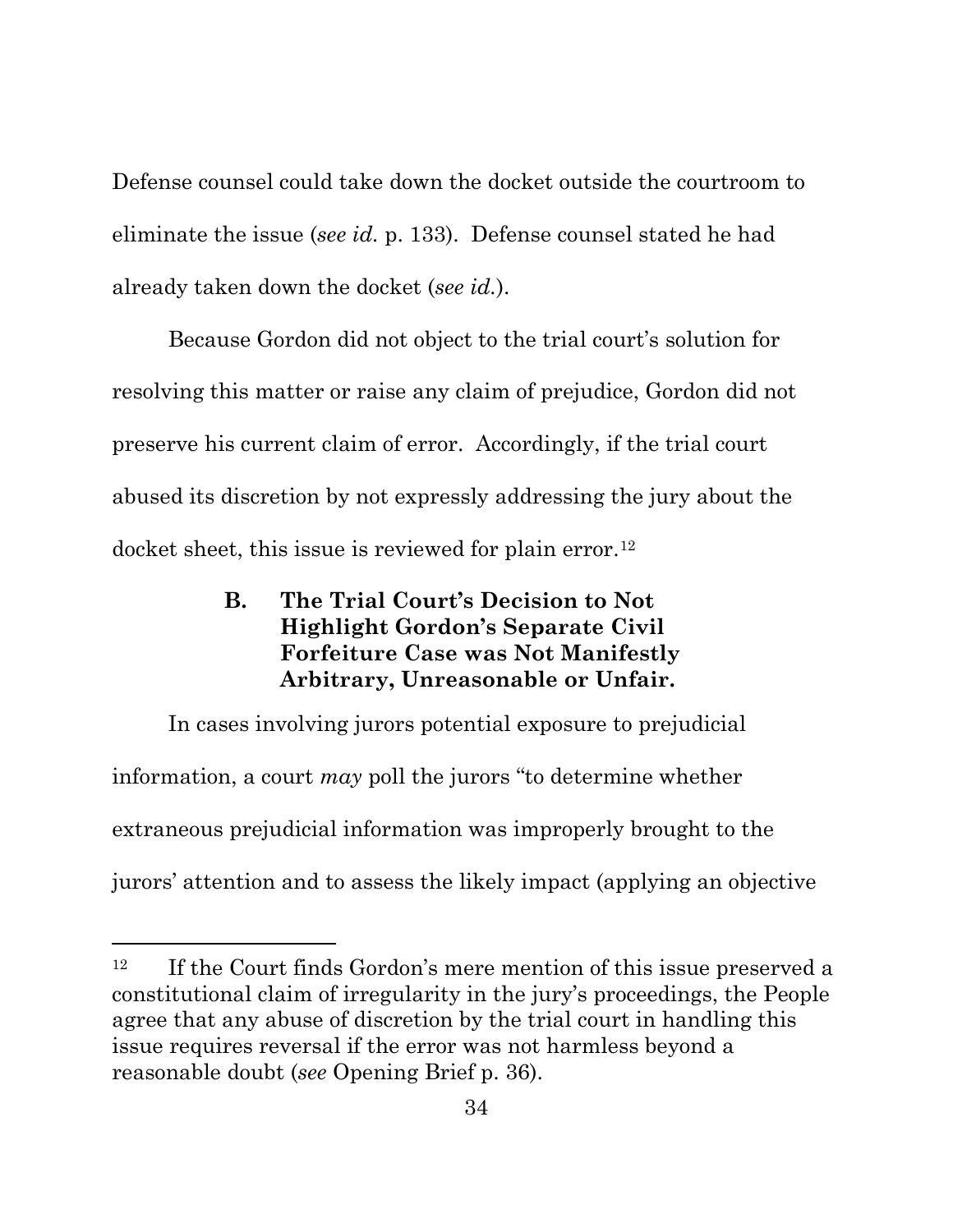Defense counsel could take down the docket outside the courtroom to eliminate the issue (*see id.* p. 133). Defense counsel stated he had already taken down the docket (*see id.*).

Because Gordon did not object to the trial court's solution for resolving this matter or raise any claim of prejudice, Gordon did not preserve his current claim of error. Accordingly, if the trial court abused its discretion by not expressly addressing the jury about the docket sheet, this issue is reviewed for plain error.[12]

### B. The Trial Court's Decision to Not Highlight Gordon's Separate Civil Forfeiture Case was Not Manifestly Arbitrary, Unreasonable or Unfair.

In cases involving jurors potential exposure to prejudicial information, a court *may* poll the jurors "to determine whether extraneous prejudicial information was improperly brought to the jurors' attention and to assess the likely impact (applying an objective

---

[12] If the Court finds Gordon's mere mention of this issue preserved a constitutional claim of irregularity in the jury's proceedings, the People agree that any abuse of discretion by the trial court in handling this issue requires reversal if the error was not harmless beyond a reasonable doubt (*see* Opening Brief p. 36).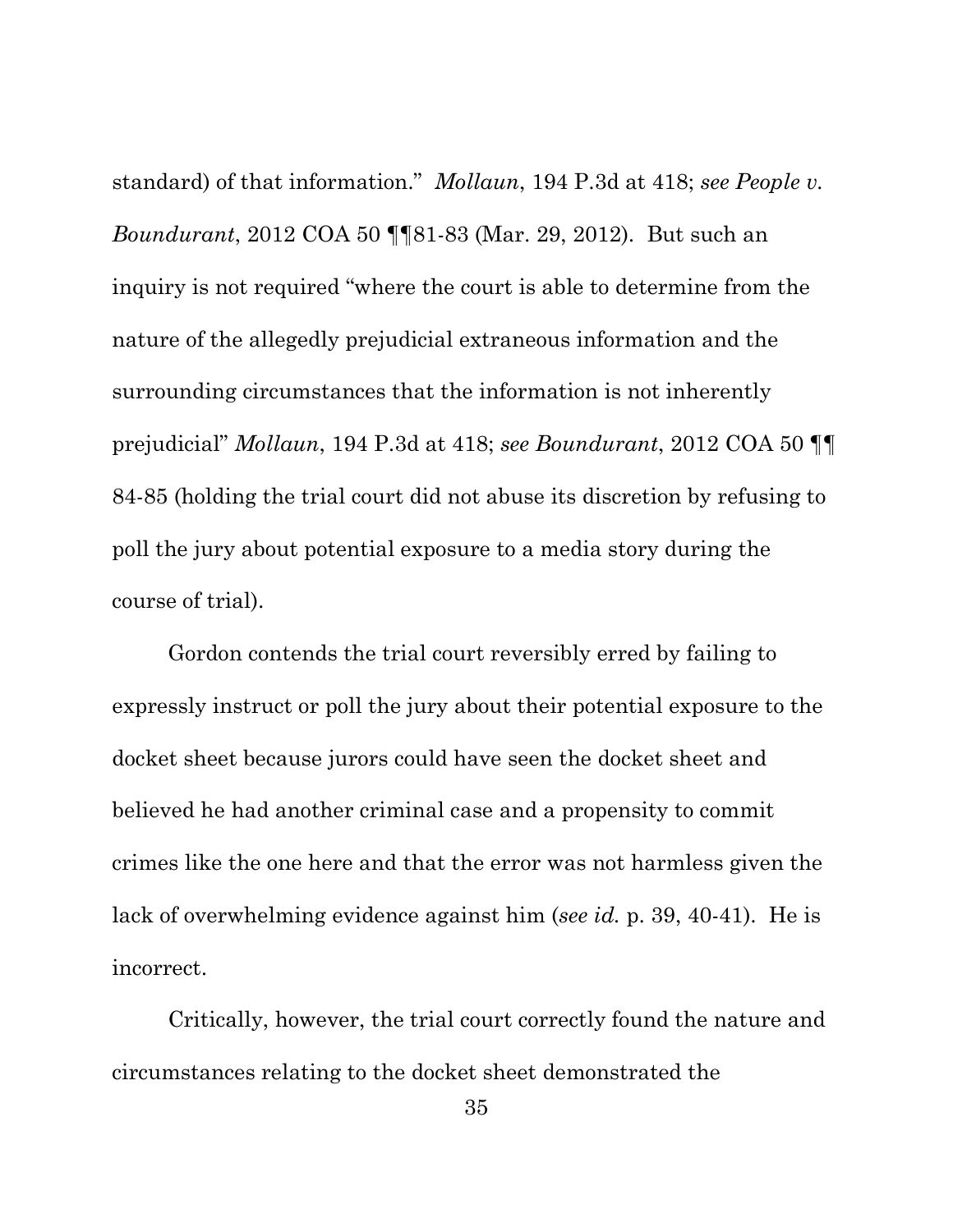standard) of that information." *Mollaun*, 194 P.3d at 418; *see People v. Boundurant*, 2012 COA 50 ¶¶81-83 (Mar. 29, 2012). But such an inquiry is not required "where the court is able to determine from the nature of the allegedly prejudicial extraneous information and the surrounding circumstances that the information is not inherently prejudicial" *Mollaun*, 194 P.3d at 418; *see Boundurant*, 2012 COA 50 ¶¶ 84-85 (holding the trial court did not abuse its discretion by refusing to poll the jury about potential exposure to a media story during the course of trial).

Gordon contends the trial court reversibly erred by failing to expressly instruct or poll the jury about their potential exposure to the docket sheet because jurors could have seen the docket sheet and believed he had another criminal case and a propensity to commit crimes like the one here and that the error was not harmless given the lack of overwhelming evidence against him (*see id.* p. 39, 40-41). He is incorrect.

Critically, however, the trial court correctly found the nature and circumstances relating to the docket sheet demonstrated the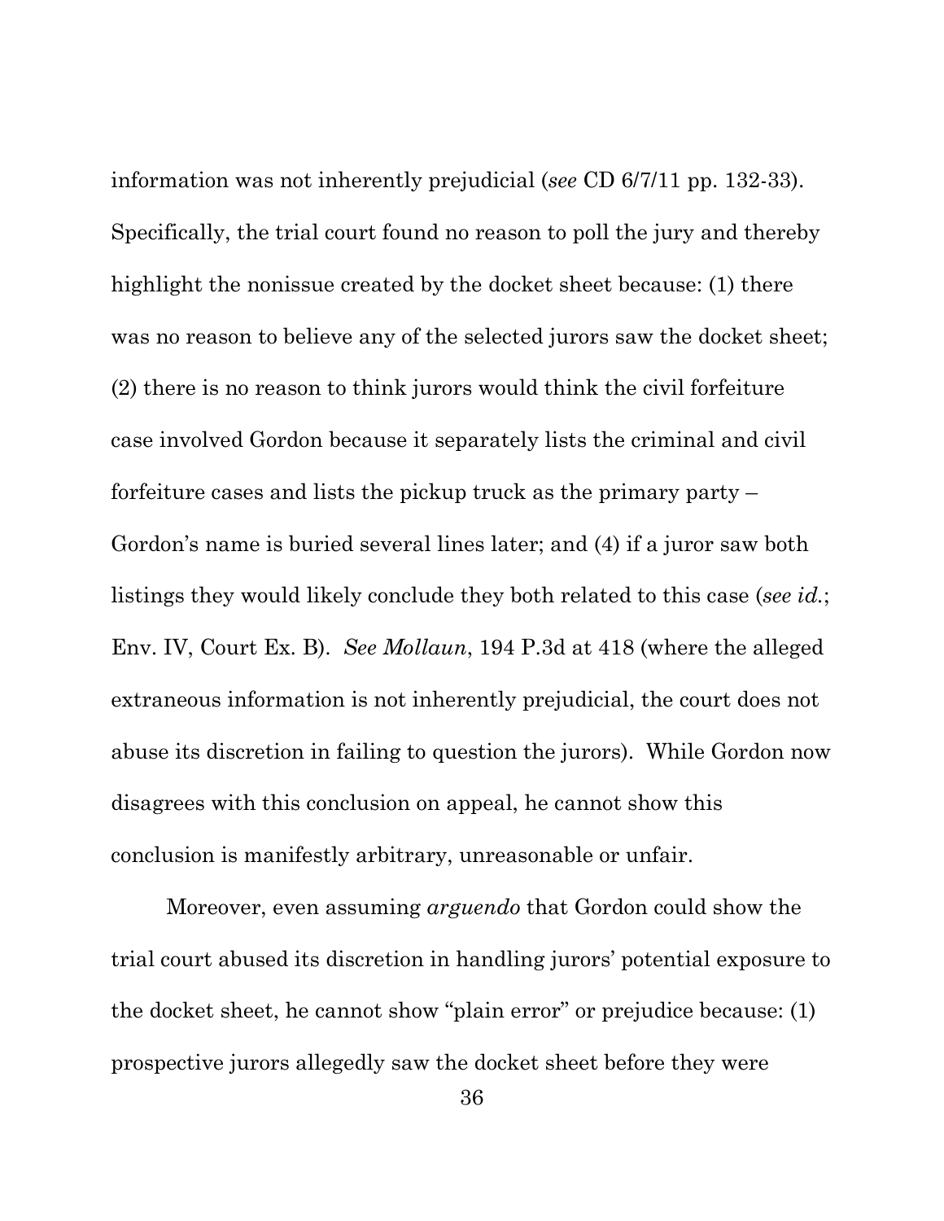information was not inherently prejudicial (*see* CD 6/7/11 pp. 132-33). Specifically, the trial court found no reason to poll the jury and thereby highlight the nonissue created by the docket sheet because: (1) there was no reason to believe any of the selected jurors saw the docket sheet; (2) there is no reason to think jurors would think the civil forfeiture case involved Gordon because it separately lists the criminal and civil forfeiture cases and lists the pickup truck as the primary party – Gordon's name is buried several lines later; and (4) if a juror saw both listings they would likely conclude they both related to this case (*see id.*; Env. IV, Court Ex. B). *See Mollaun*, 194 P.3d at 418 (where the alleged extraneous information is not inherently prejudicial, the court does not abuse its discretion in failing to question the jurors). While Gordon now disagrees with this conclusion on appeal, he cannot show this conclusion is manifestly arbitrary, unreasonable or unfair.

Moreover, even assuming *arguendo* that Gordon could show the trial court abused its discretion in handling jurors' potential exposure to the docket sheet, he cannot show "plain error" or prejudice because: (1) prospective jurors allegedly saw the docket sheet before they were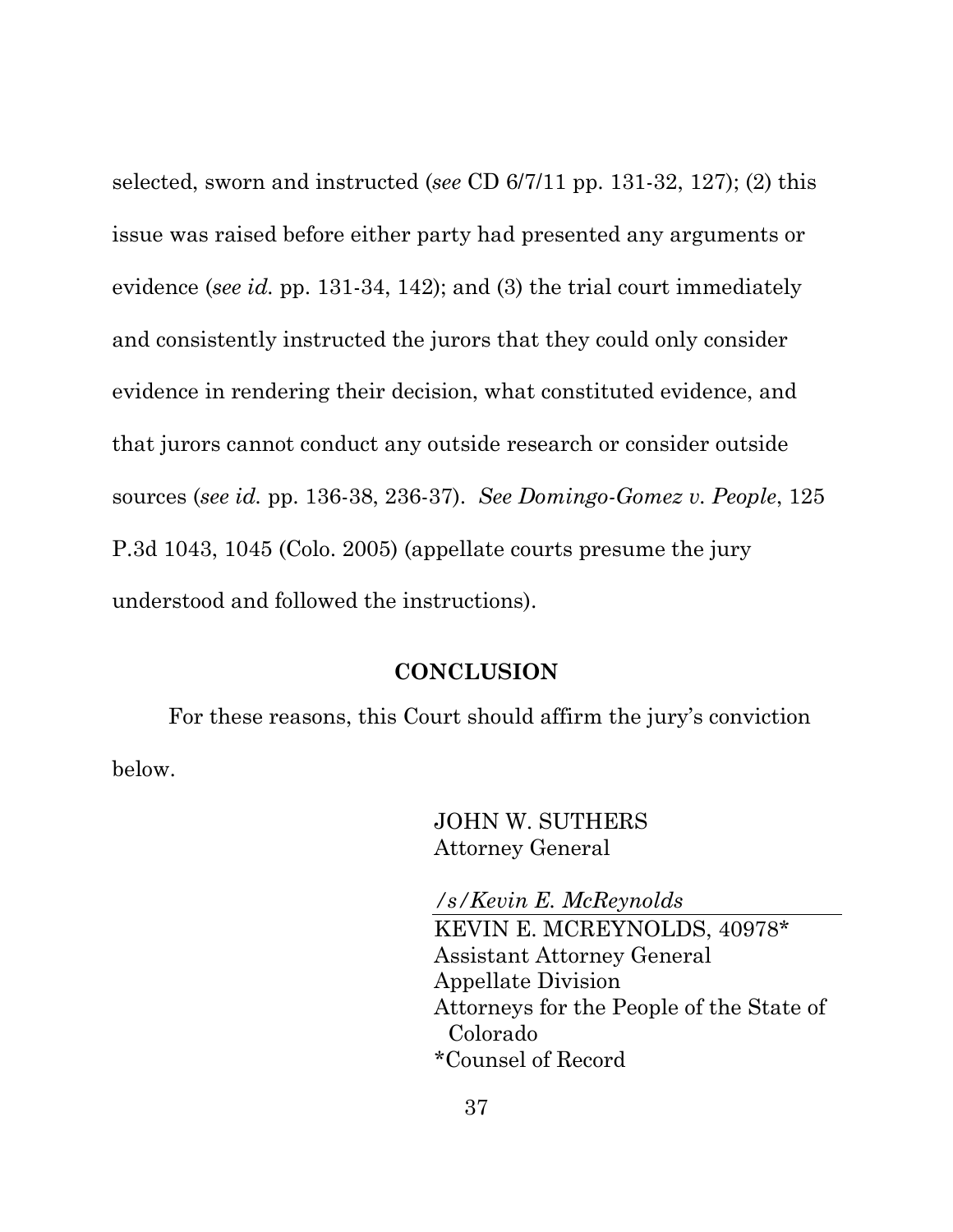selected, sworn and instructed (*see* CD 6/7/11 pp. 131-32, 127); (2) this issue was raised before either party had presented any arguments or evidence (*see id.* pp. 131-34, 142); and (3) the trial court immediately and consistently instructed the jurors that they could only consider evidence in rendering their decision, what constituted evidence, and that jurors cannot conduct any outside research or consider outside sources (*see id.* pp. 136-38, 236-37). *See Domingo-Gomez v. People*, 125 P.3d 1043, 1045 (Colo. 2005) (appellate courts presume the jury understood and followed the instructions).

## CONCLUSION

For these reasons, this Court should affirm the jury's conviction below.

JOHN W. SUTHERS
Attorney General

*/s/Kevin E. McReynolds*

KEVIN E. MCREYNOLDS, 40978*
Assistant Attorney General
Appellate Division
Attorneys for the People of the State of Colorado
*Counsel of Record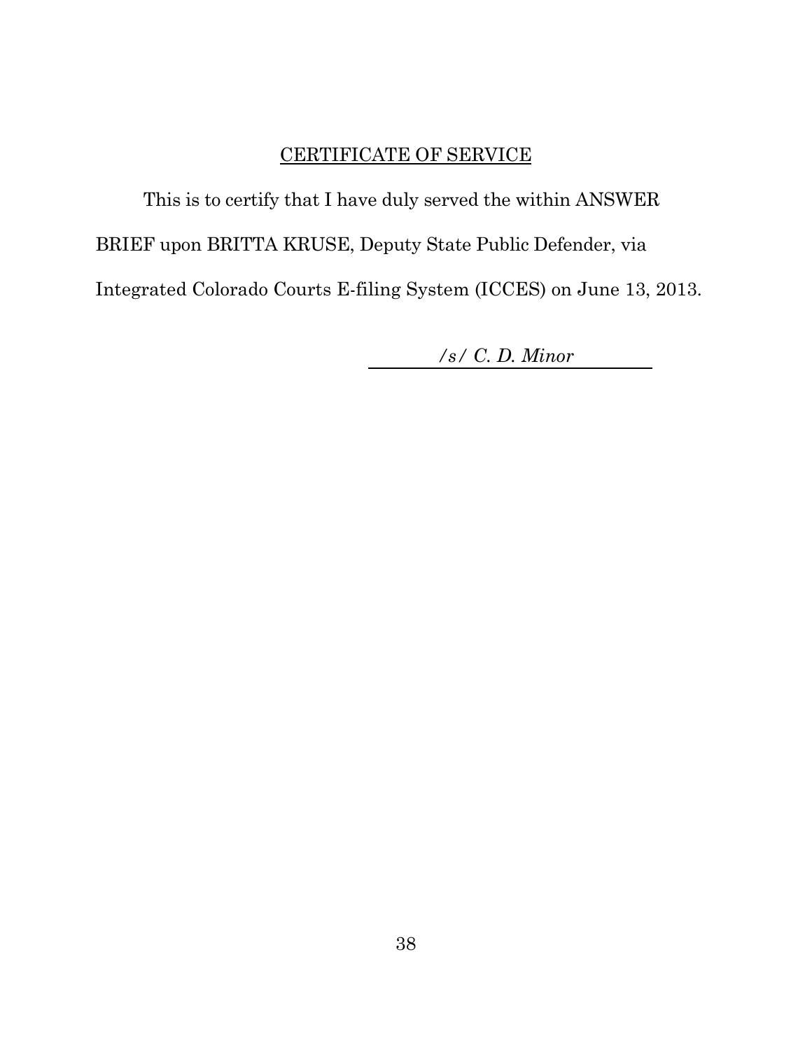## CERTIFICATE OF SERVICE

This is to certify that I have duly served the within ANSWER BRIEF upon BRITTA KRUSE, Deputy State Public Defender, via Integrated Colorado Courts E-filing System (ICCES) on June 13, 2013.

*/s/ C. D. Minor*